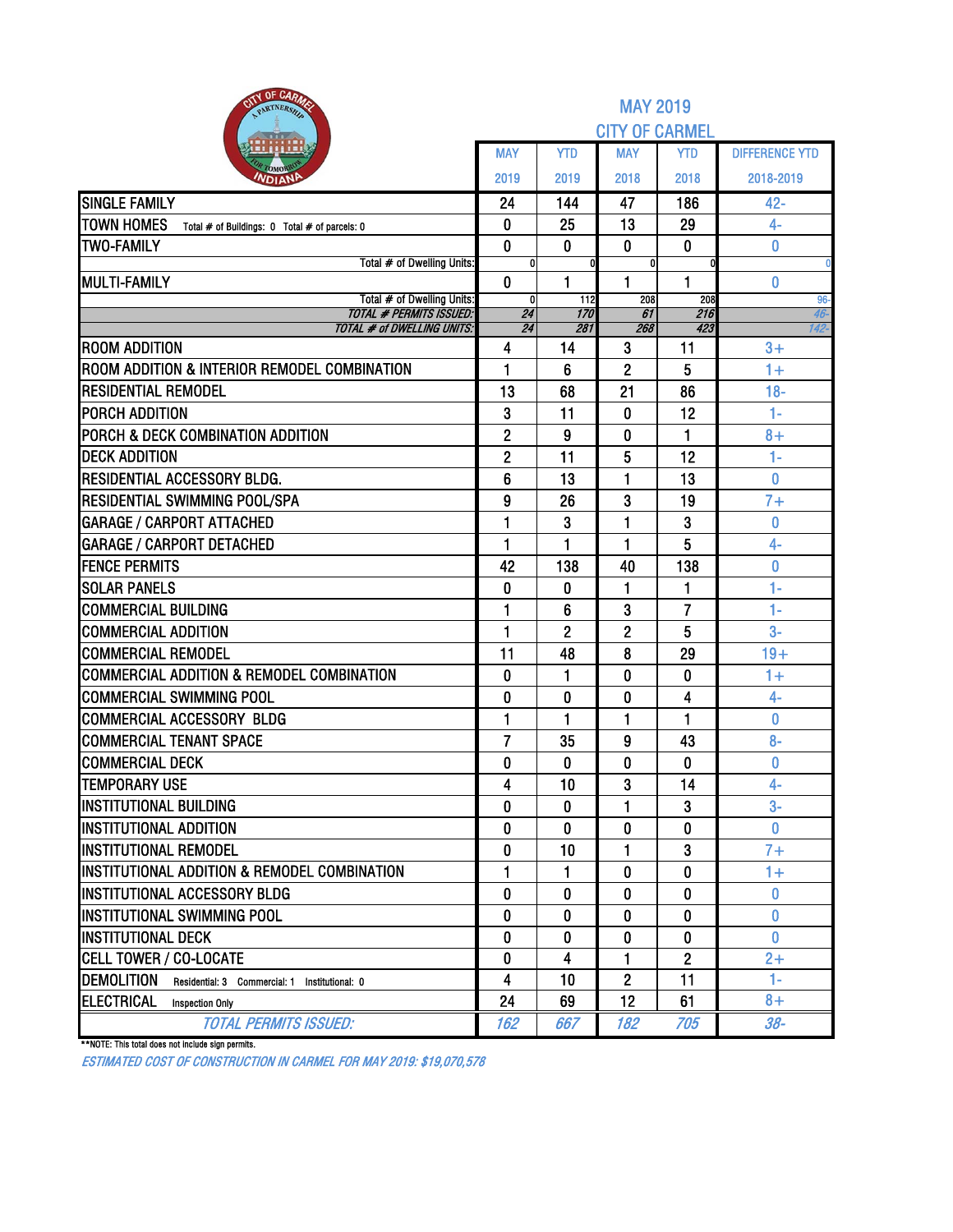# MAY 2019
## CITY OF CARMEL

| | MAY 2019 | YTD 2019 | MAY 2018 | YTD 2018 | DIFFERENCE YTD 2018-2019 |
|---|---|---|---|---|---|
| SINGLE FAMILY | 24 | 144 | 47 | 186 | 42- |
| TOWN HOMES Total # of Buildings: 0 Total # of parcels: 0 | 0 | 25 | 13 | 29 | 4- |
| TWO-FAMILY | 0 | 0 | 0 | 0 | 0 |
| Total # of Dwelling Units: | 0 | 0 | 0 | 0 | 0 |
| MULTI-FAMILY | 0 | 1 | 1 | 1 | 0 |
| Total # of Dwelling Units: | 0 | 112 | 208 | 208 | 96- |
| *TOTAL # PERMITS ISSUED:* | *24* | *170* | *61* | *216* | *46-* |
| *TOTAL # of DWELLING UNITS:* | *24* | *281* | *268* | *423* | *142-* |
| ROOM ADDITION | 4 | 14 | 3 | 11 | 3+ |
| ROOM ADDITION & INTERIOR REMODEL COMBINATION | 1 | 6 | 2 | 5 | 1+ |
| RESIDENTIAL REMODEL | 13 | 68 | 21 | 86 | 18- |
| PORCH ADDITION | 3 | 11 | 0 | 12 | 1- |
| PORCH & DECK COMBINATION ADDITION | 2 | 9 | 0 | 1 | 8+ |
| DECK ADDITION | 2 | 11 | 5 | 12 | 1- |
| RESIDENTIAL ACCESSORY BLDG. | 6 | 13 | 1 | 13 | 0 |
| RESIDENTIAL SWIMMING POOL/SPA | 9 | 26 | 3 | 19 | 7+ |
| GARAGE / CARPORT ATTACHED | 1 | 3 | 1 | 3 | 0 |
| GARAGE / CARPORT DETACHED | 1 | 1 | 1 | 5 | 4- |
| FENCE PERMITS | 42 | 138 | 40 | 138 | 0 |
| SOLAR PANELS | 0 | 0 | 1 | 1 | 1- |
| COMMERCIAL BUILDING | 1 | 6 | 3 | 7 | 1- |
| COMMERCIAL ADDITION | 1 | 2 | 2 | 5 | 3- |
| COMMERCIAL REMODEL | 11 | 48 | 8 | 29 | 19+ |
| COMMERCIAL ADDITION & REMODEL COMBINATION | 0 | 1 | 0 | 0 | 1+ |
| COMMERCIAL SWIMMING POOL | 0 | 0 | 0 | 4 | 4- |
| COMMERCIAL ACCESSORY BLDG | 1 | 1 | 1 | 1 | 0 |
| COMMERCIAL TENANT SPACE | 7 | 35 | 9 | 43 | 8- |
| COMMERCIAL DECK | 0 | 0 | 0 | 0 | 0 |
| TEMPORARY USE | 4 | 10 | 3 | 14 | 4- |
| INSTITUTIONAL BUILDING | 0 | 0 | 1 | 3 | 3- |
| INSTITUTIONAL ADDITION | 0 | 0 | 0 | 0 | 0 |
| INSTITUTIONAL REMODEL | 0 | 10 | 1 | 3 | 7+ |
| INSTITUTIONAL ADDITION & REMODEL COMBINATION | 1 | 1 | 0 | 0 | 1+ |
| INSTITUTIONAL ACCESSORY BLDG | 0 | 0 | 0 | 0 | 0 |
| INSTITUTIONAL SWIMMING POOL | 0 | 0 | 0 | 0 | 0 |
| INSTITUTIONAL DECK | 0 | 0 | 0 | 0 | 0 |
| CELL TOWER / CO-LOCATE | 0 | 4 | 1 | 2 | 2+ |
| DEMOLITION Residential: 3 Commercial: 1 Institutional: 0 | 4 | 10 | 2 | 11 | 1- |
| ELECTRICAL Inspection Only | 24 | 69 | 12 | 61 | 8+ |
| *TOTAL PERMITS ISSUED:* | *162* | *667* | *182* | *705* | *38-* |

**NOTE: This total does not include sign permits.

*ESTIMATED COST OF CONSTRUCTION IN CARMEL FOR MAY 2019: $19,070,578*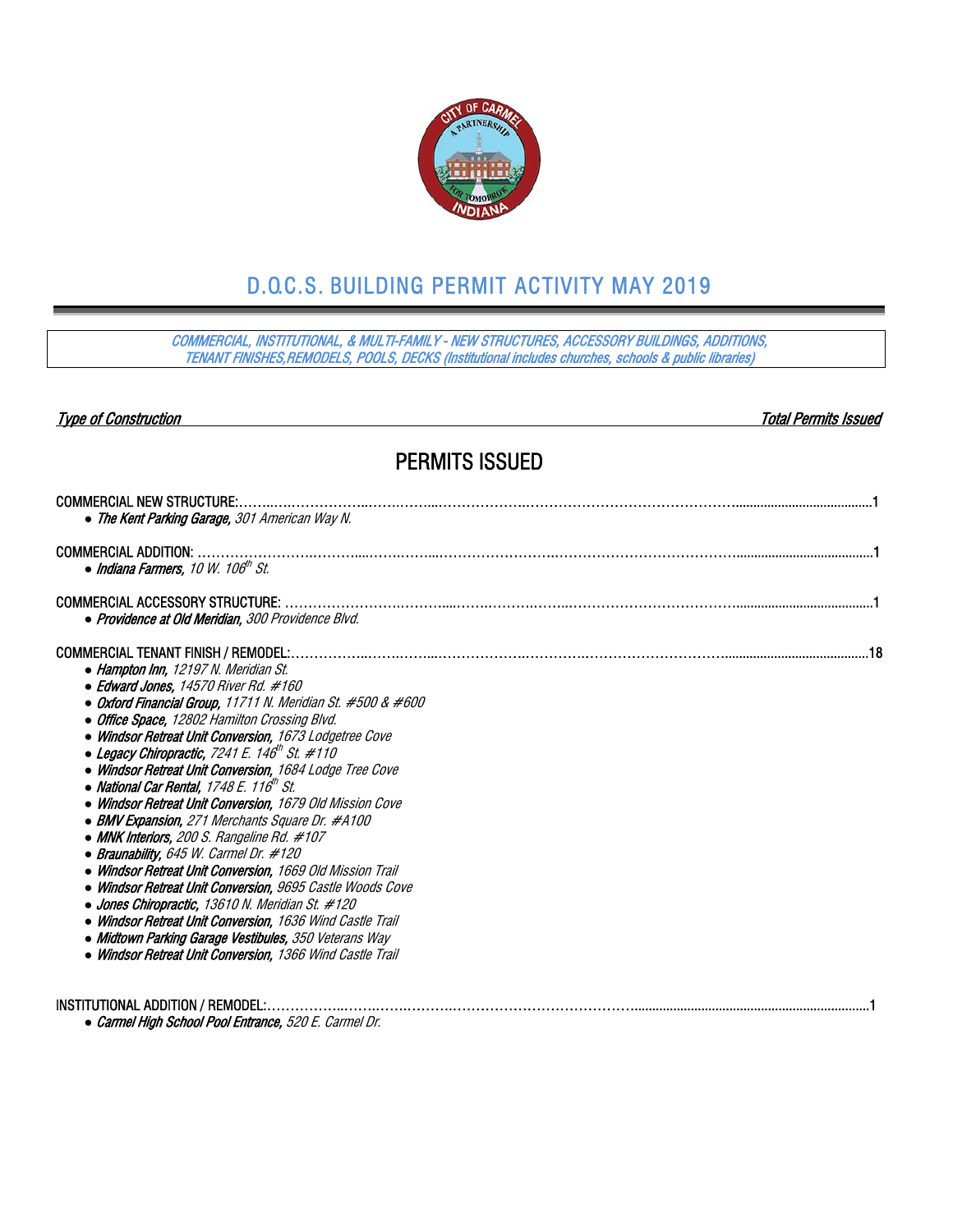# D.O.C.S. BUILDING PERMIT ACTIVITY MAY 2019

*COMMERCIAL, INSTITUTIONAL, & MULTI-FAMILY - NEW STRUCTURES, ACCESSORY BUILDINGS, ADDITIONS, TENANT FINISHES,REMODELS, POOLS, DECKS (Institutional includes churches, schools & public libraries)*

*Type of Construction* | *Total Permits Issued*

## PERMITS ISSUED

COMMERCIAL NEW STRUCTURE: ....................................................................................................................1
- ***The Kent Parking Garage,*** *301 American Way N.*

COMMERCIAL ADDITION: ....................................................................................................................1
- ***Indiana Farmers,*** *10 W. 106th St.*

COMMERCIAL ACCESSORY STRUCTURE: ....................................................................................................................1
- ***Providence at Old Meridian,*** *300 Providence Blvd.*

COMMERCIAL TENANT FINISH / REMODEL: ....................................................................................................................18
- ***Hampton Inn,*** *12197 N. Meridian St.*
- ***Edward Jones,*** *14570 River Rd. #160*
- ***Oxford Financial Group,*** *11711 N. Meridian St. #500 & #600*
- ***Office Space,*** *12802 Hamilton Crossing Blvd.*
- ***Windsor Retreat Unit Conversion,*** *1673 Lodgetree Cove*
- ***Legacy Chiropractic,*** *7241 E. 146th St. #110*
- ***Windsor Retreat Unit Conversion,*** *1684 Lodge Tree Cove*
- ***National Car Rental,*** *1748 E. 116th St.*
- ***Windsor Retreat Unit Conversion,*** *1679 Old Mission Cove*
- ***BMV Expansion,*** *271 Merchants Square Dr. #A100*
- ***MNK Interiors,*** *200 S. Rangeline Rd. #107*
- ***Braunability,*** *645 W. Carmel Dr. #120*
- ***Windsor Retreat Unit Conversion,*** *1669 Old Mission Trail*
- ***Windsor Retreat Unit Conversion,*** *9695 Castle Woods Cove*
- ***Jones Chiropractic,*** *13610 N. Meridian St. #120*
- ***Windsor Retreat Unit Conversion,*** *1636 Wind Castle Trail*
- ***Midtown Parking Garage Vestibules,*** *350 Veterans Way*
- ***Windsor Retreat Unit Conversion,*** *1366 Wind Castle Trail*

INSTITUTIONAL ADDITION / REMODEL: ....................................................................................................................1
- ***Carmel High School Pool Entrance,*** *520 E. Carmel Dr.*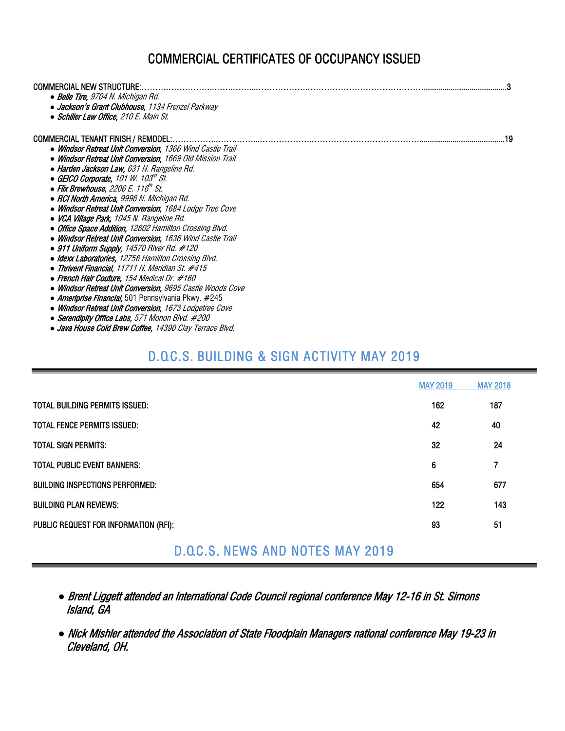# COMMERCIAL CERTIFICATES OF OCCUPANCY ISSUED

COMMERCIAL NEW STRUCTURE:……………………………………………………………………………………………3

- ***Belle Tire,*** *9704 N. Michigan Rd.*
- ***Jackson's Grant Clubhouse,*** *1134 Frenzel Parkway*
- ***Schiller Law Office,*** *210 E. Main St.*

COMMERCIAL TENANT FINISH / REMODEL:……………………………………………………………………………………19

- ***Windsor Retreat Unit Conversion,*** *1366 Wind Castle Trail*
- ***Windsor Retreat Unit Conversion,*** *1669 Old Mission Trail*
- ***Harden Jackson Law,*** *631 N. Rangeline Rd.*
- ***GEICO Corporate,*** *101 W. 103rd St.*
- ***Flix Brewhouse,*** *2206 E. 116th St.*
- ***RCI North America,*** *9998 N. Michigan Rd.*
- ***Windsor Retreat Unit Conversion,*** *1684 Lodge Tree Cove*
- ***VCA Village Park,*** *1045 N. Rangeline Rd.*
- ***Office Space Addition,*** *12802 Hamilton Crossing Blvd.*
- ***Windsor Retreat Unit Conversion,*** *1636 Wind Castle Trail*
- ***911 Uniform Supply,*** *14570 River Rd. #120*
- ***Idexx Laboratories,*** *12758 Hamilton Crossing Blvd.*
- ***Thrivent Financial,*** *11711 N. Meridian St. #415*
- ***French Hair Couture,*** *154 Medical Dr. #160*
- ***Windsor Retreat Unit Conversion,*** *9695 Castle Woods Cove*
- ***Ameriprise Financial,*** 501 Pennsylvania Pkwy. #245
- ***Windsor Retreat Unit Conversion,*** *1673 Lodgetree Cove*
- ***Serendipity Office Labs,*** *571 Monon Blvd. #200*
- ***Java House Cold Brew Coffee,*** *14390 Clay Terrace Blvd.*

## D.O.C.S. BUILDING & SIGN ACTIVITY MAY 2019

| | MAY 2019 | MAY 2018 |
|---|---|---|
| TOTAL BUILDING PERMITS ISSUED: | 162 | 187 |
| TOTAL FENCE PERMITS ISSUED: | 42 | 40 |
| TOTAL SIGN PERMITS: | 32 | 24 |
| TOTAL PUBLIC EVENT BANNERS: | 6 | 7 |
| BUILDING INSPECTIONS PERFORMED: | 654 | 677 |
| BUILDING PLAN REVIEWS: | 122 | 143 |
| PUBLIC REQUEST FOR INFORMATION (RFI): | 93 | 51 |

## D.O.C.S. NEWS AND NOTES MAY 2019

- *Brent Liggett attended an International Code Council regional conference May 12-16 in St. Simons Island, GA*
- *Nick Mishler attended the Association of State Floodplain Managers national conference May 19-23 in Cleveland, OH.*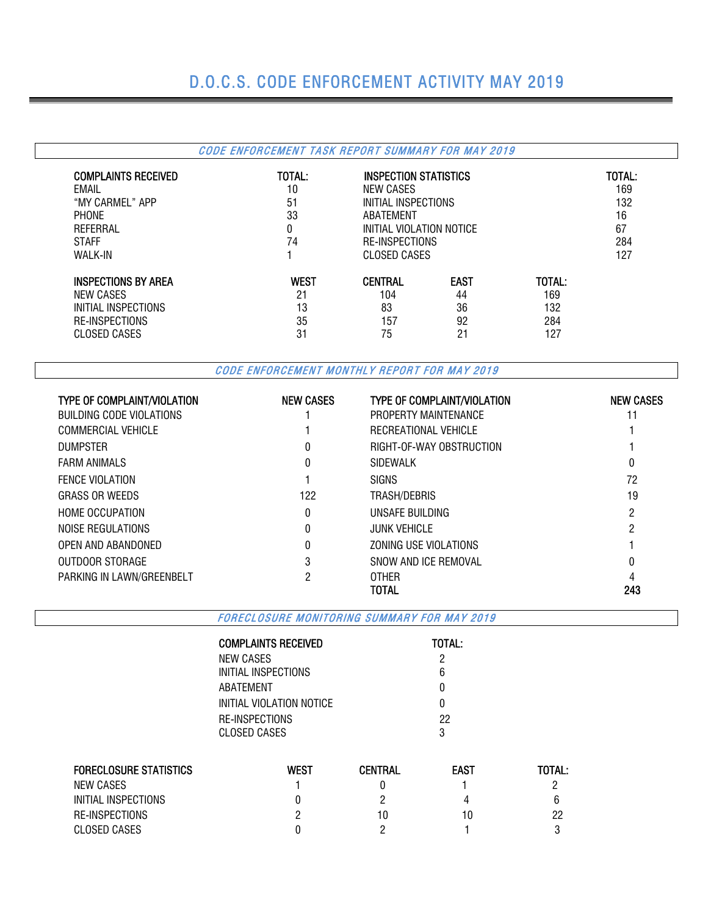# D.O.C.S. CODE ENFORCEMENT ACTIVITY MAY 2019

## *CODE ENFORCEMENT TASK REPORT SUMMARY FOR MAY 2019*

| COMPLAINTS RECEIVED | TOTAL: |
|---|---|
| EMAIL | 10 |
| "MY CARMEL" APP | 51 |
| PHONE | 33 |
| REFERRAL | 0 |
| STAFF | 74 |
| WALK-IN | 1 |

| INSPECTION STATISTICS | TOTAL: |
|---|---|
| NEW CASES | 169 |
| INITIAL INSPECTIONS | 132 |
| ABATEMENT | 16 |
| INITIAL VIOLATION NOTICE | 67 |
| RE-INSPECTIONS | 284 |
| CLOSED CASES | 127 |

| INSPECTIONS BY AREA | WEST | CENTRAL | EAST | TOTAL: |
|---|---|---|---|---|
| NEW CASES | 21 | 104 | 44 | 169 |
| INITIAL INSPECTIONS | 13 | 83 | 36 | 132 |
| RE-INSPECTIONS | 35 | 157 | 92 | 284 |
| CLOSED CASES | 31 | 75 | 21 | 127 |

## *CODE ENFORCEMENT MONTHLY REPORT FOR MAY 2019*

| TYPE OF COMPLAINT/VIOLATION | NEW CASES | TYPE OF COMPLAINT/VIOLATION | NEW CASES |
|---|---|---|---|
| BUILDING CODE VIOLATIONS | 1 | PROPERTY MAINTENANCE | 11 |
| COMMERCIAL VEHICLE | 1 | RECREATIONAL VEHICLE | 1 |
| DUMPSTER | 0 | RIGHT-OF-WAY OBSTRUCTION | 1 |
| FARM ANIMALS | 0 | SIDEWALK | 0 |
| FENCE VIOLATION | 1 | SIGNS | 72 |
| GRASS OR WEEDS | 122 | TRASH/DEBRIS | 19 |
| HOME OCCUPATION | 0 | UNSAFE BUILDING | 2 |
| NOISE REGULATIONS | 0 | JUNK VEHICLE | 2 |
| OPEN AND ABANDONED | 0 | ZONING USE VIOLATIONS | 1 |
| OUTDOOR STORAGE | 3 | SNOW AND ICE REMOVAL | 0 |
| PARKING IN LAWN/GREENBELT | 2 | OTHER | 4 |
| | | **TOTAL** | **243** |

## *FORECLOSURE MONITORING SUMMARY FOR MAY 2019*

| COMPLAINTS RECEIVED | TOTAL: |
|---|---|
| NEW CASES | 2 |
| INITIAL INSPECTIONS | 6 |
| ABATEMENT | 0 |
| INITIAL VIOLATION NOTICE | 0 |
| RE-INSPECTIONS | 22 |
| CLOSED CASES | 3 |

| FORECLOSURE STATISTICS | WEST | CENTRAL | EAST | TOTAL: |
|---|---|---|---|---|
| NEW CASES | 1 | 0 | 1 | 2 |
| INITIAL INSPECTIONS | 0 | 2 | 4 | 6 |
| RE-INSPECTIONS | 2 | 10 | 10 | 22 |
| CLOSED CASES | 0 | 2 | 1 | 3 |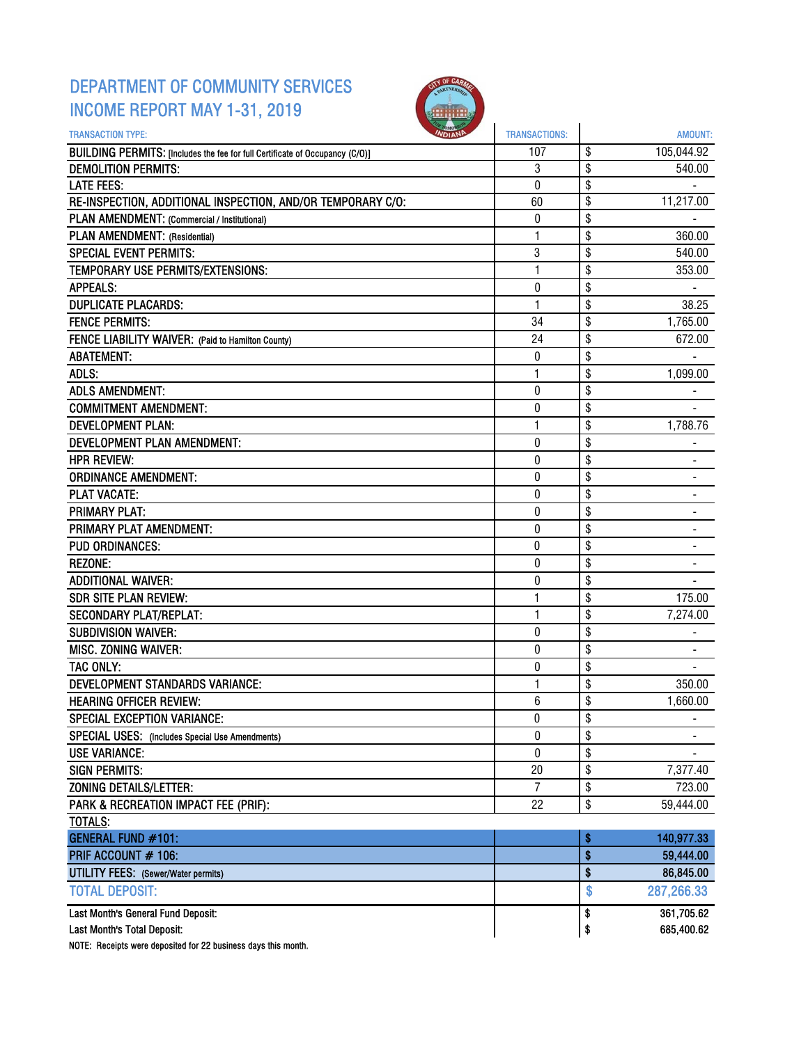# DEPARTMENT OF COMMUNITY SERVICES
# INCOME REPORT MAY 1-31, 2019

| TRANSACTION TYPE: | TRANSACTIONS: | AMOUNT: |
|---|---|---|
| BUILDING PERMITS: [Includes the fee for full Certificate of Occupancy (C/O)] | 107 | $ 105,044.92 |
| DEMOLITION PERMITS: | 3 | $ 540.00 |
| LATE FEES: | 0 | $ - |
| RE-INSPECTION, ADDITIONAL INSPECTION, AND/OR TEMPORARY C/O: | 60 | $ 11,217.00 |
| PLAN AMENDMENT: (Commercial / Institutional) | 0 | $ - |
| PLAN AMENDMENT: (Residential) | 1 | $ 360.00 |
| SPECIAL EVENT PERMITS: | 3 | $ 540.00 |
| TEMPORARY USE PERMITS/EXTENSIONS: | 1 | $ 353.00 |
| APPEALS: | 0 | $ - |
| DUPLICATE PLACARDS: | 1 | $ 38.25 |
| FENCE PERMITS: | 34 | $ 1,765.00 |
| FENCE LIABILITY WAIVER: (Paid to Hamilton County) | 24 | $ 672.00 |
| ABATEMENT: | 0 | $ - |
| ADLS: | 1 | $ 1,099.00 |
| ADLS AMENDMENT: | 0 | $ - |
| COMMITMENT AMENDMENT: | 0 | $ - |
| DEVELOPMENT PLAN: | 1 | $ 1,788.76 |
| DEVELOPMENT PLAN AMENDMENT: | 0 | $ - |
| HPR REVIEW: | 0 | $ - |
| ORDINANCE AMENDMENT: | 0 | $ - |
| PLAT VACATE: | 0 | $ - |
| PRIMARY PLAT: | 0 | $ - |
| PRIMARY PLAT AMENDMENT: | 0 | $ - |
| PUD ORDINANCES: | 0 | $ - |
| REZONE: | 0 | $ - |
| ADDITIONAL WAIVER: | 0 | $ - |
| SDR SITE PLAN REVIEW: | 1 | $ 175.00 |
| SECONDARY PLAT/REPLAT: | 1 | $ 7,274.00 |
| SUBDIVISION WAIVER: | 0 | $ - |
| MISC. ZONING WAIVER: | 0 | $ - |
| TAC ONLY: | 0 | $ - |
| DEVELOPMENT STANDARDS VARIANCE: | 1 | $ 350.00 |
| HEARING OFFICER REVIEW: | 6 | $ 1,660.00 |
| SPECIAL EXCEPTION VARIANCE: | 0 | $ - |
| SPECIAL USES: (Includes Special Use Amendments) | 0 | $ - |
| USE VARIANCE: | 0 | $ - |
| SIGN PERMITS: | 20 | $ 7,377.40 |
| ZONING DETAILS/LETTER: | 7 | $ 723.00 |
| PARK & RECREATION IMPACT FEE (PRIF): | 22 | $ 59,444.00 |
| TOTALS: | | |
| **GENERAL FUND #101:** | | **$ 140,977.33** |
| **PRIF ACCOUNT # 106:** | | **$ 59,444.00** |
| **UTILITY FEES:** (Sewer/Water permits) | | **$ 86,845.00** |
| **TOTAL DEPOSIT:** | | **$ 287,266.33** |
| Last Month's General Fund Deposit: | | $ 361,705.62 |
| Last Month's Total Deposit: | | $ 685,400.62 |

NOTE: Receipts were deposited for 22 business days this month.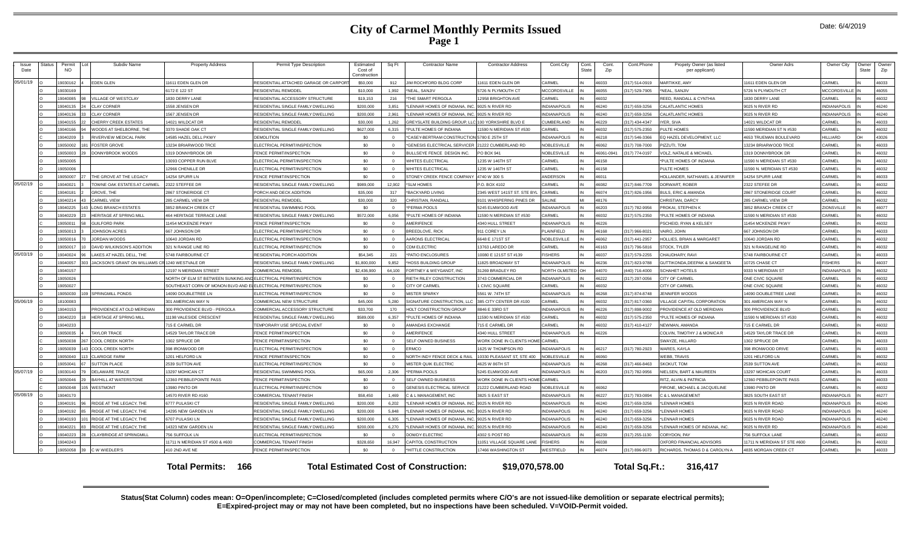# City of Carmel Monthly Permits Issued

Date: 6/4/2019

| Issue Date | Status | Permit NO | Lot | Subdiv Name | Property Address | Permit Type Description | Estimated Cost of Construction | Sq Ft | Contractor Name | Contractor Address | Cont.City | Cont. State | Cont. Zip | Cont.Phone | Propety Owner (as listed per applicant) | Owner Adrs | Owner City | Owner State | Owner Zip |
|---|---|---|---|---|---|---|---|---|---|---|---|---|---|---|---|---|---|---|---|
| 05/01/19 | O | 19030162 | 4 | EDEN GLEN | 11611 EDEN GLEN DR | RESIDENTIAL ATTACHED GARAGE OR CARPORT | $50,000 | 912 | JIM ROCHFORD BLDG CORP | 11611 EDEN GLEN DR | CARMEL | IN | 46033 | (317) 514-0919 | MARTIKKE, AMY | 11611 EDEN GLEN DR | CARMEL | IN | 46033 |
| | O | 19030169 | | | 6172 E 122 ST | RESIDENTIAL REMODEL | $10,000 | 1,992 | *NEAL, SANJIV | 5726 N PLYMOUTH CT | MCCORDSVILLE | IN | 46055 | (317) 529-7905 | *NEAL, SANJIV | 5726 N PLYMOUTH CT | MCCORDSVILLE | IN | 46055 |
| | O | 19040085 | 98 | VILLAGE OF WESTCLAY | 1830 DERRY LANE | RESIDENTIAL ACCESSORY STRUCTURE | $19,153 | 216 | *THE SMART PERGOLA | 12958 BRIGHTON AVE | CARMEL | IN | 46032 | | REED, RANDALL & CYNTHIA | 1830 DERRY LANE | CARMEL | IN | 46032 |
| | O | 19040135 | 24 | CLAY CORNER | 1558 JENSEN DR | RESIDENTIAL SINGLE FAMILY DWELLING | $200,000 | 3,851 | *LENNAR HOMES OF INDIANA, INC. | 9025 N RIVER RD | INDIANAPOLIS | IN | 46240 | (317) 659-3256 | CALATLANTIC HOMES | 9025 N RIVER RD | INDIANAPOLIS | IN | 46240 |
| | O | 19040136 | 33 | CLAY CORNER | 1567 JENSEN DR | RESIDENTIAL SINGLE FAMILY DWELLING | $200,000 | 2,961 | *LENNAR HOMES OF INDIANA, INC. | 9025 N RIVER RD | INDIANAPOLIS | IN | 46240 | (317) 659-3256 | CALATLANTIC HOMES | 9025 N RIVER RD | INDIANAPOLIS | IN | 46240 |
| | O | 19040155 | 22 | CHERRY CREEK ESTATES | 14021 WILDCAT DR | RESIDENTIAL REMODEL | $30,000 | 1,262 | GREYSLATE BUILDING GROUP, LLC | 100 YORKSHIRE BLVD E | CUMBERLAND | IN | 46229 | (317) 434-4347 | IYER, SIVA | 14021 WILDCAT DR | CARMEL | IN | 46033 |
| | O | 19040166 | 94 | WOODS AT SHELBORNE, THE | 3370 SHADE OAK CT | RESIDENTIAL SINGLE FAMILY DWELLING | $627,000 | 6,315 | *PULTE HOMES OF INDIANA | 11590 N MERIDIAN ST #530 | CARMEL | IN | 46032 | (317) 575-2350 | PULTE HOMES | 11590 MERIDIAN ST N #530 | CARMEL | IN | 46032 |
| | O | 19040209 | 3 | RIVERVIEW MEDICAL PARK | 14585 HAZEL DELL PKWY | DEMOLITION | $0 | 0 | *CASEY-BERTRAM CONSTRUCTION | 5780 E 25TH ST | INDIANAPOLIS | IN | 46218 | (317) 546-3366 | EQ HAZEL DEVELOPMENT, LLC | 4653 TRUEMAN BOULEVARD | HILLIARD | OH | 43026 |
| | O | 19050002 | 181 | FOSTER GROVE | 13234 BRIARWOOD TRCE | ELECTRICAL PERMIT/INSPECTION | $0 | 0 | *GENESIS ELECTRICAL SERVICES | 21222 CUMBERLAND RD | NOBLESVILLE | IN | 46062 | (317) 708-7000 | PIZZUTI, TOM | 13234 BRIARWOOD TRCE | CARMEL | IN | 46033 |
| | O | 19050003 | 29 | DONNYBROOK WOODS | 1319 DONNYBROOK DR | FENCE PERMIT/INSPECTION | $0 | 0 | BULLSEYE FENCE DESIGN INC. | PO BOX 941 | NOBLESVILLE | IN | 46061-0941 | (317) 774-0197 | VOLZ, NATALIE & MICHAEL | 1319 DONNYBROOK DR | CARMEL | IN | 46032 |
| | O | 19050005 | | | 13093 COPPER RUN BLVE | ELECTRICAL PERMIT/INSPECTION | $0 | 0 | WHITES ELECTRICAL | 1235 W 146TH ST | CARMEL | IN | 46158 | | *PULTE HOMES OF INDIANA | 11590 N MERIDIAN ST #530 | CARMEL | IN | 46032 |
| | O | 19050006 | | | 12966 CHENILLE DR | ELECTRICAL PERMIT/INSPECTION | $0 | 0 | WHITES ELECTRICAL | 1235 W 146TH ST | CARMEL | IN | 46158 | | PULTE HOMES | 11590 N. MERIDIAN ST #530 | CARMEL | IN | 46032 |
| | O | 19050007 | 27 | THE GROVE AT THE LEGACY | 14254 SPURR LN | FENCE PERMIT/INSPECTION | $0 | 0 | STONEY CREEK FENCE COMPANY | 4740 W 300 S | ANDERSON | IN | 46011 | | HOLLANDER, NATHANIEL & JENNIFER | 14254 SPURR LANE | CARMEL | IN | 46033 |
| 05/02/19 | O | 19040021 | 3 | TOWNE OAK ESTATES AT CARMEL | 2322 STEFFEE DR | RESIDENTIAL SINGLE FAMILY DWELLING | $989,000 | 12,902 | *SLM HOMES | P.O. BOX 4102 | CARMEL | IN | 46082 | (317) 846-7709 | DORWART, ROBER | 2322 STEFEE DR | CARMEL | IN | 46032 |
| | C | 19040181 | 2 | GROVE, THE | 2867 STONERIDGE CT | PORCH AND DECK ADDITION | $35,000 | 317 | *BACKYARD LIVING | 2345 WEST 141ST ST. STE BYL | CARMEL | IN | 46074 | (317) 826-1956 | BULS, ERIC & AMANDA | 2867 STONERIDGE COURT | CARMEL | IN | 46032 |
| | O | 19040214 | 43 | CARMEL VIEW | 285 CARMEL VIEW DR | RESIDENTIAL REMODEL | $30,000 | 320 | CHRISTIAN, RANDALL | 9101 WHISPERING PINES DR | SALINE | MI | 48176 | | CHRISTIAN, DARCY | 285 CARMEL VIEW DR | CARMEL | IN | 46032 |
| | O | 19040225 | 143 | LONG BRANCH ESTATES | 3852 BRANCH CREEK CT | RESIDENTIAL SWIMMING POOL | $0 | 0 | *PERMA POOLS | 5245 ELMWOOD AVE | INDIANAPOLIS | IN | 46203 | (317) 782-9956 | PROKAI, STEPHEN K | 3852 BRANCH CREEK CT | ZIONSVILLE | IN | 46077 |
| | O | 19040229 | 23 | HERITAGE AT SPRING MILL | 464 HERITAGE TERRACE LANE | RESIDENTIAL SINGLE FAMILY DWELLING | $572,000 | 6,056 | *PULTE HOMES OF INDIANA | 11590 N MERIDIAN ST #530 | CARMEL | IN | 46032 | (317) 575-2350 | *PULTE HOMES OF INDIANA | 11590 N MERIDIAN ST #530 | CARMEL | IN | 46032 |
| | C | 19050011 | 58 | GUILFORD PARK | 11454 MCKENZIE PKWY | FENCE PERMIT/INSPECTION | $0 | 0 | AMERIFENCE | 4340 HULL STREET | INDIANAPOLIS | IN | 46226 | | PSCHEID, RYAN & KELSEY | 11454 MCKENZIE PKWY | CARMEL | IN | 46032 |
| | O | 19050013 | 3 | JOHNSON ACRES | 667 JOHNSON DR | ELECTRICAL PERMIT/INSPECTION | $0 | 0 | BREEDLOVE, RICK | 911 COREY LN | PLAINFIELD | IN | 46168 | (317) 966-8021 | VAIRO, JOHN | 667 JOHNSON DR | CARMEL | IN | 46033 |
| | O | 19050016 | 70 | JORDAN WOODS | 10640 JORDAN RD | ELECTRICAL PERMIT/INSPECTION | $0 | 0 | AARONS ELECTRICAL | 6648 E 171ST ST | NOBLESVILLE | IN | 46062 | (317) 441-2957 | HOLLIES, BRIAN & MARGARET | 10640 JORDAN RD | CARMEL | IN | 46032 |
| | O | 19050017 | 10 | DAVID WILKINSON'S ADDITION | 321 N RANGE LINE RD | ELECTRICAL PERMIT/INSPECTION | $0 | 0 | CDM ELECTRIC | 13763 LAREDO DR | CARMEL | IN | 46163 | (317) 796-5816 | STOCK, TYLER | 321 N RANGELINE RD | CARMEL | IN | 46032 |
| 05/03/19 | O | 19040024 | 96 | LAKES AT HAZEL DELL, THE | 5748 FAIRBOURNE CT | RESIDENTIAL PORCH ADDITION | $54,345 | 221 | *PATIO ENCLOSURES | 10080 E 121ST ST #139 | FISHERS | IN | 46037 | (317) 579-2255 | CHAUDHARY, RAVI | 5748 FAIRBOURNE CT | CARMEL | IN | 46033 |
| | O | 19040057 | 303 | JACKSON'S GRANT ON WILLIAMS CR | 1240 WESTVALE DR | RESIDENTIAL SINGLE FAMILY DWELLING | $1,800,000 | 9,852 | *HOSS BUILDING GROUP | 11825 BROADWAY ST | INDIANAPOLIS | IN | 46236 | (317) 823-9788 | GUTTIKONDA,DEEPAK & SANGEETA | 10725 CHASE CT | FISHERS | IN | 46037 |
| | O | 19040157 | | | 12197 N MERIDIAN STREET | COMMERCIAL REMODEL | $2,436,900 | 64,100 | FORTNEY & WEYGANDT, INC | 31269 BRADLEY RD | NORTH OLMSTED | OH | 44070 | (440) 716-4000 | SCHAHET HOTELS | 9333 N MERIDIAN ST | INDIANAPOLIS | IN | 46032 |
| | O | 19050026 | | | NORTH OF ELM ST BETWEEN SUNKING AND | ELECTRICAL PERMIT/INSPECTION | $0 | 0 | RIETH RILEY CONSTRUCTION | 3743 COMMERCIAL DR | INDIANAPOLIS | IN | 46222 | (317) 297-0056 | CITY OF CARMEL | ONE CIVIC SQUARE | CARMEL | IN | 46032 |
| | O | 19050027 | | | SOUTHEAST CORN OF MONON BLVD AND E | ELECTRICAL PERMIT/INSPECTION | $0 | 0 | CITY OF CARMEL | 1 CIVIC SQUARE | CARMEL | IN | 46032 | | CITY OF CARMEL | ONE CIVIC SQUARE | CARMEL | IN | 46032 |
| | O | 19050030 | 109 | SPRINGMILL PONDS | 14090 DOUBLETREE LN | ELECTRICAL PERMIT/INSPECTION | $0 | 0 | MISTER SPARKY | 5561 W. 74TH ST | INDIANAPOLIS | IN | 46268 | (317) 874-8748 | JENNIFER WOODS | 14090 DOUBLETREE LANE | CARMEL | IN | 46032 |
| 05/06/19 | O | 18100083 | | | 301 AMERICAN WAY N | COMMERCIAL NEW STRUCTURE | $45,000 | 5,280 | SIGNATURE CONSTRUCTION, LLC | 385 CITY CENTER DR #100 | CARMEL | IN | 46032 | (317) 817-0360 | VILLAGE CAPITAL CORPORATION | 301 AMERICAN WAY N | CARMEL | IN | 46032 |
| | O | 19040153 | | PROVIDENCE AT OLD MERIDIAN | 300 PROVIDENCE BLVD - PERGOLA | COMMERCIAL ACCESSORY STRUCTURE | $33,700 | 170 | HOLT CONSTRUCTION GROUP | 8846 E 33RD ST | INDIANAPOLIS | IN | 46226 | (317) 898-9002 | PROVIDENCE AT OLD MERIDIAN | 300 PROVIDENCE BLVD | CARMEL | IN | 46032 |
| | O | 19040220 | 18 | HERITAGE AT SPRING MILL | 11198 VALESIDE CRESCENT | RESIDENTIAL SINGLE FAMILY DWELLING | $589,000 | 6,357 | *PULTE HOMES OF INDIANA | 11590 N MERIDIAN ST #530 | CARMEL | IN | 46032 | (317) 575-2350 | *PULTE HOMES OF INDIANA | 11590 N MERIDIAN ST #530 | CARMEL | IN | 46032 |
| | O | 19040233 | | | 715 E CARMEL DR | TEMPORARY USE SPECIAL EVENT | $0 | 0 | AMANDAS EXCHANGE | 715 E CARMEL DR | CARMEL | IN | 46032 | (317) 410-4127 | NEWMAN, AMANDA | 715 E CARMEL DR | CARMEL | IN | 46032 |
| | O | 19050035 | 4 | TAYLOR TRACE | 14529 TAYLOR TRACE DR | FENCE PERMIT/INSPECTION | $0 | 0 | AMERIFENCE | 4340 HULL STREET | INDIANAPOLIS | IN | 46226 | | COLVIN, TIMOTHY J & MONICA R | 14529 TAYLOR TRACE DR | CARMEL | IN | 46033 |
| | C | 19050038 | 267 | COOL CREEK NORTH | 1302 SPRUCE DR | FENCE PERMIT/INSPECTION | $0 | 0 | SELF OWNED BUSINESS | WORK DONE IN CLIENTS HOME | CARMEL | | | | SWAYZE, HILLARD | 1302 SPRUCE DR | CARMEL | IN | 46033 |
| | O | 19050039 | 143 | COOL CREEK NORTH | 398 IRONWOOD DR | ELECTRICAL PERMIT/INSPECTION | $0 | 0 | ERMCO | 1625 W THOMPSON RD | INDIANAPOLIS | IN | 46217 | (317) 780-2923 | WARES, KAYLA | 398 IRONWOOD DRIVE | CARMEL | IN | 46033 |
| | O | 19050040 | 113 | CLARIDGE FARM | 1201 HELFORD LN | FENCE PERMIT/INSPECTION | $0 | 0 | NORTH INDY FENCE DECK & RAIL | 10330 PLEASANT ST, STE 400 | NOBLESVILLE | IN | 46060 | | WEBB, TRAVIS | 1201 HELFORD LN | CARMEL | IN | 46032 |
| | O | 19050041 | 67 | SUTTON PLACE | 2539 SUTTON AVE | ELECTRICAL PERMIT/INSPECTION | $0 | 0 | MISTER QUIK ELECTRIC | 4625 W 86TH ST | INDIANAPOLIS | IN | 46268 | (317) 466-8463 | SKOKUT, TOM | 2539 SUTTON AVE | CARMEL | IN | 46032 |
| 05/07/19 | O | 19030140 | 79 | DELAWARE TRACE | 13297 MOHICAN CT | RESIDENTIAL SWIMMING POOL | $65,000 | 2,306 | *PERMA POOLS | 5245 ELMWOOD AVE | INDIANAPOLIS | IN | 46203 | (317) 782-9956 | NIELSEN, BART & MAUREEN | 13297 MOHICAN COURT | CARMEL | IN | 46033 |
| | C | 19050046 | 29 | BAYHILL AT WATERSTONE | 12360 PEBBLEPOINTE PASS | FENCE PERMIT/INSPECTION | $0 | 0 | SELF OWNED BUSINESS | WORK DONE IN CLIENTS HOME | CARMEL | | | | RITZ, ALVIN & PATRICIA | 12360 PEBBLEPOINTE PASS | CARMEL | IN | 46033 |
| | O | 19050048 | 105 | WESTMONT | 13980 PINTO DR | ELECTRICAL PERMIT/INSPECTION | $0 | 0 | GENESIS ELECTRICAL SERVICE | 21222 CUMBERLAND ROAD | NOBLESVILLE | IN | 46062 | | PIRONE, MICHAEL & JACQUELINE | 13980 PINTO DR | CARMEL | IN | 46032 |
| 05/08/19 | O | 19040170 | | | 14570 RIVER RD #160 | COMMERCIAL TENANT FINISH | $58,450 | 1,469 | C & L MANAGEMENT, INC | 3825 S EAST ST | INDIANAPOLIS | IN | 46227 | (317) 783-0894 | C & L MANAGEMENT | 3825 SOUTH EAST ST | INDIANAPOLIS | IN | 46277 |
| | O | 19040191 | 96 | RIDGE AT THE LEGACY, THE | 6777 PULASKI CT | RESIDENTIAL SINGLE FAMILY DWELLING | $200,000 | 6,202 | *LENNAR HOMES OF INDIANA, INC. | 9025 N RIVER RD | INDIANAPOLIS | IN | 46240 | (317) 659-3256 | *LENNAR HOMES | 9025 N RIVER ROAD | INDIANAPOLIS | IN | 46240 |
| | O | 19040192 | 85 | RIDGE AT THE LEGACY, THE | 14295 NEW GARDEN LN | RESIDENTIAL SINGLE FAMILY DWELLING | $200,000 | 5,848 | *LENNAR HOMES OF INDIANA, INC. | 9025 N RIVER RD | INDIANAPOLIS | IN | 46240 | (317) 659-3256 | *LENNAR HOMES | 9025 N RIVER ROAD | INDIANAPOLIS | IN | 46240 |
| | O | 19040193 | 101 | RIDGE AT THE LEGACY, THE | 6707 PULASKI LN | RESIDENTIAL SINGLE FAMILY DWELLING | $200,000 | 6,305 | *LENNAR HOMES OF INDIANA, INC. | 9025 N RIVER RD | INDIANAPOLIS | IN | 46240 | (317) 659-3256 | *LENNAR HOMES | 9025 N RIVER ROAD | INDIANAPOLIS | IN | 46240 |
| | O | 19040221 | 83 | RIDGE AT THE LEGACY, THE | 14323 NEW GARDEN LN | RESIDENTIAL SINGLE FAMILY DWELLING | $200,000 | 6,270 | *LENNAR HOMES OF INDIANA, INC. | 9025 N RIVER RD | INDIANAPOLIS | IN | 46240 | (317) 659-3256 | *LENNAR HOMES OF INDIANA, INC. | 9025 N RIVER RD | INDIANAPOLIS | IN | 46240 |
| | O | 19040223 | 28 | CLAYBRIDGE AT SPRINGMILL | 756 SUFFOLK LN | ELECTRICAL PERMIT/INSPECTION | $0 | 0 | DOWDY ELECTRIC | 4302 S POST RD | INDIANAPOLIS | IN | 46239 | (317) 255-1130 | CORYDON, PAY | 756 SUFFOLK LANE | CARMEL | IN | 46032 |
| | O | 19040243 | | | 11711 N MERIDIAN ST #500 & #600 | COMMERCIAL TENANT FINISH | $328,650 | 16,947 | CAPITOL CONSTRUCTION | 11051 VILLAGE SQUARE LANE | FISHERS | IN | 46038 | | OXFORD FINANCIAL ADVISORS | 11711 N MERIDIAN ST #600 | CARMEL | IN | 46032 |
| | O | 19050058 | 39 | C W WIEDLER'S | 410 2ND AVE NE | FENCE PERMIT/INSPECTION | $0 | 0 | *HITTLE CONSTRUCTION | 17466 WASHINGTON ST | WESTFIELD | IN | 46074 | (317) 896-9073 | RICHARDS, THOMAS D & CAROLYN A | 4835 MORGAN CREEK CT | CARMEL | IN | 46033 |

**Total Permits: 166** **Total Estimated Cost of Construction: $19,070,578.00** **Total Sq.Ft.: 316,417**

**Status(Stat Column) codes mean: O=Open/incomplete; C=Closed/completed (includes completed permits where C/O's are not issued-like demolition or separate electrical permits); E=Expired-project may or may not have been completed, but no inspections have been scheduled. V=VOID-Permit voided.**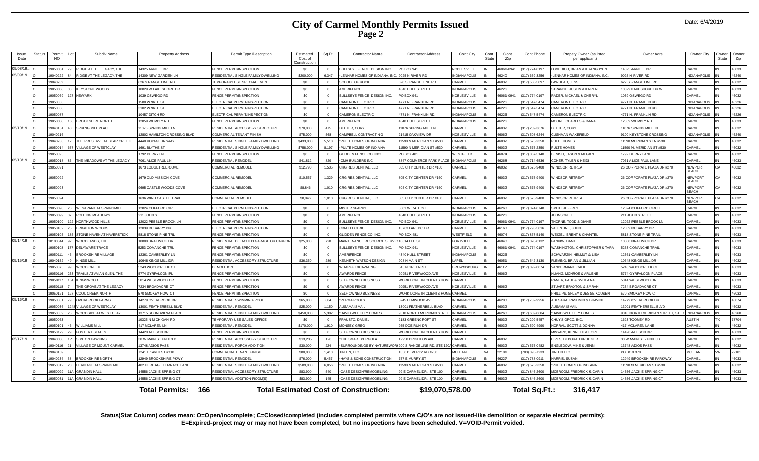# City of Carmel Monthly Permits Issued
## Page 2

Date: 6/4/2019

| Issue Date | Status | Permit NO | Lot | Subdiv Name | Property Address | Permit Type Description | Estimated Cost of Construction | Sq Ft | Contractor Name | Contractor Address | Cont.City | Cont. State | Cont. Zip | Cont.Phone | Propety Owner (as listed per applicant) | Owner Adrs | Owner City | Owner State | Owner Zip |
|---|---|---|---|---|---|---|---|---|---|---|---|---|---|---|---|---|---|---|---|
| 05/08/19... | O | 19050061 | 79 | RIDGE AT THE LEGACY, THE | 14325 ARNETT DR | FENCE PERMIT/INSPECTION | $0 | 0 | BULLSEYE FENCE DESIGN INC. | PO BOX 941 | NOBLESVILLE | IN | 46061-0941 | (317) 774-0197 | LOMEDICO, BRIAN & KIM NGUYEN | 14325 ARNETT DR | CARMEL | IN | 46033 |
| 05/09/19 | O | 19040222 | 84 | RIDGE AT THE LEGACY, THE | 14309 NEW GARDEN LN | RESIDENTIAL SINGLE FAMILY DWELLING | $200,000 | 6,347 | *LENNAR HOMES OF INDIANA, INC. | 9025 N RIVER RD | INDIANAPOLIS | IN | 46240 | (317) 659-3256 | *LENNAR HOMES OF INDIANA, INC. | 9025 N RIVER RD | INDIANAPOLIS | IN | 46240 |
| | O | 19040232 | | | 626 S RANGE LINE RD | TEMPORARY USE SPECIAL EVENT | $0 | 0 | SCHOOL OF ROCK | 626 S. RANGE LINE RD. | CARMEL | IN | 46032 | (317) 538-5097 | LAWHEAD, JESS | 622 S RANGE LINE RD | CARMEL | IN | 46032 |
| | C | 19050068 | 33 | KEYSTONE WOODS | 10829 W LAKESHORE DR | FENCE PERMIT/INSPECTION | $0 | 0 | AMERIFENCE | 4340 HULL STREET | INDIANAPOLIS | IN | 46226 | | STRANGE, JUSTIN & KAREN | 10829 LAKESHORE DR W | CARMEL | IN | 46033 |
| | O | 19050069 | 127 | NEWARK | 1039 OSWEGO RD | FENCE PERMIT/INSPECTION | $0 | 0 | BULLSEYE FENCE DESIGN INC. | PO BOX 941 | NOBLESVILLE | IN | 46061-0941 | (317) 774-0197 | RADER, MICHAEL & CHERYL | 1039 OSWEGO RD | CARMEL | IN | 46032 |
| | O | 19050085 | | | 1580 W 96TH ST | ELECTRICAL PERMIT/INSPECTION | $0 | 0 | CAMERON ELECTRIC | 4771 N. FRANKLIN RD. | INDIANAPOLIS | IN | 46226 | (317) 547-5474 | CAMERON ELECTRIC | 4771 N. FRANKLIN RD. | INDIANAPOLIS | IN | 46226 |
| | O | 19050086 | | | 3102 W 96TH ST | ELECTRICAL PERMIT/INSPECTION | $0 | 0 | CAMERON ELECTRIC | 4771 N. FRANKLIN RD. | INDIANAPOLIS | IN | 46226 | (317) 547-5474 | CAMERON ELECTRIC | 4771 N. FRANKLIN RD. | INDIANAPOLIS | IN | 46226 |
| | O | 19050087 | | | 10457 DITCH RD | ELECTRICAL PERMIT/INSPECTION | $0 | 0 | CAMERON ELECTRIC | 4771 N. FRANKLIN RD. | INDIANAPOLIS | IN | 46226 | (317) 547-5474 | CAMERON ELECTRIC | 4771 N. FRANKLIN RD. | INDIANAPOLIS | IN | 46226 |
| | O | 19050088 | 168 | BROOKSHIRE NORTH | 12859 WEMBLY RD | FENCE PERMIT/INSPECTION | $0 | 0 | AMERIFENCE | 4340 HULL STREET | INDIANAPOLIS | IN | 46226 | | MOORE, CHARLES & DANA | 12859 WEMBLY RD | CARMEL | IN | 46033 |
| 05/10/19 | O | 19040151 | 40 | SPRING MILL PLACE | 11076 SPRING MILL LN | RESIDENTIAL ACCESSORY STRUCTURE | $70,000 | 475 | DEETER, CORY | 11076 SPRING MILL LN | CARMEL | IN | 46032 | (317) 289-3676 | DEETER, CORY | 11076 SPRING MILL LN | CARMEL | IN | 46032 |
| | O | 19040216 | | | 12802 HAMILTON CROSSING BLVD | COMMERCIAL TENANT FINISH | $75,000 | 568 | CAMPBELL CONTRACTING | 21415 OAKVIEW DR | NOBLESVILLE | IN | 46062 | (317) 508-6244 | CUSHMAN WAKEFIELD | 9100 KEYSTONE CROSSING | INDIANAPOLIS | IN | 46240 |
| | O | 19040238 | 12 | THE PRESERVE AT BEAR CREEK | 4440 VOYAGEUR WAY | RESIDENTIAL SINGLE FAMILY DWELLING | $433,000 | 5,518 | *PULTE HOMES OF INDIANA | 11590 N MERIDIAN ST #530 | CARMEL | IN | 46032 | (317) 575-2350 | PULTE HOMES | 11590 MERIDIAN ST N #530 | CARMEL | IN | 46032 |
| | O | 19050014 | 657 | VILLAGE OF WESTCLAY | 1691 BLYTHE ST | RESIDENTIAL SINGLE FAMILY DWELLING | $758,000 | 8,197 | *PULTE HOMES OF INDIANA | 11590 N MERIDIAN ST #530 | CARMEL | IN | 46032 | (317) 575-2350 | PULTE HOMES | 11590 N. MERIDIAN ST #530 | CARMEL | IN | 46032 |
| | O | 19050095 | | | 1792 DERRY LN | FENCE PERMIT/INSPECTION | $0 | 0 | GLIDDEN FENCE CO, INC | PO BOX 481 | WESTFIELD | IN | 46074 | (317) 867-5140 | BENISH, JASON & MEGAN | 1792 DERRY LANE | CARMEL | IN | 46032 |
| 05/13/19 | O | 19050018 | 86 | THE MEADOWS AT THE LEGACY | 7061 ALICE PAUL LN | RESIDENTIAL REMODEL | $41,812 | 829 | *CMH BUILDERS INC | 8847 COMMERCE PARK PLACE | INDIANAPOLIS | IN | 46268 | (317) 714-6536 | COHER, TYLER & HEIDI | 7061 ALICE PAUL LANE | CARMEL | IN | 46033 |
| | C | 19050091 | | | 1673 LODGETREE COVE | COMMERCIAL REMODEL | $12,790 | 1,535 | CRG RESIDENTIAL, LLC | 805 CITY CENTER DR #160 | CARMEL | IN | 46032 | (317) 575-9400 | WINDSOR RETREAT | 26 CORPORATE PLAZA DR #270 | NEWPORT BEACH | CA | 46032 |
| | O | 19050092 | | | 1679 OLD MISSION COVE | COMMERCIAL REMODEL | $10,557 | 1,329 | CRG RESIDENTIAL, LLC | 805 CITY CENTER DR #160 | CARMEL | IN | 46032 | (317) 575-9400 | WINDSOR RETREAT | 26 CORPORATE PLAZA DR #270 | NEWPORT BEACH | CA | 46032 |
| | C | 19050093 | | | 9695 CASTLE WOODS COVE | COMMERCIAL REMODEL | $8,846 | 1,010 | CRG RESIDENTIAL, LLC | 805 CITY CENTER DR #160 | CARMEL | IN | 46032 | (317) 575-9400 | WINDSOR RETREAT | 26 CORPORATE PLAZA DR #270 | NEWPORT BEACH | CA | 46032 |
| | O | 19050094 | | | 1636 WIND CASTLE TRAIL | COMMERCIAL REMODEL | $8,846 | 1,010 | CRG RESIDENTIAL, LLC | 805 CITY CENTER DR #160 | CARMEL | IN | 46032 | (317) 575-9400 | WINDSOR RETREAT | 26 CORPORATE PLAZA DR #270 | NEWPORT BEACH | CA | 46032 |
| | C | 19050098 | 28 | WESTPARK AT SPRINGMILL | 12824 CLIFFORD CIR | ELECTRICAL PERMIT/INSPECTION | $0 | 0 | MISTER SPARKY | 5561 W. 74TH ST | INDIANAPOLIS | IN | 46268 | (317) 874-8748 | SMITH, JEFFREY | 12824 CLIFFORD CIRCLE | CARMEL | IN | 46032 |
| | O | 19050099 | 37 | ROLLING MEADOWS | 211 JOHN ST | FENCE PERMIT/INSPECTION | $0 | 0 | AMERIFENCE | 4340 HULL STREET | INDIANAPOLIS | IN | 46226 | | JOHNSON, LEE | 211 JOHN STREET | CARMEL | IN | 46032 |
| | O | 19050100 | 122 | NORTHWOOD HILLS | 12022 PEBBLE BROOK LN | FENCE PERMIT/INSPECTION | $0 | 0 | BULLSEYE FENCE DESIGN INC. | PO BOX 941 | NOBLESVILLE | IN | 46061-0941 | (317) 774-0197 | THORNE, TODD & DIANE | 12022 PEBBLE BROOK LN | CARMEL | IN | 46033 |
| | O | 19050102 | 25 | BRIGHTON WOODS | 12039 DUBARRY DR | ELECTRICAL PERMIT/INSPECTION | $0 | 0 | CDM ELECTRIC | 13763 LAREDO DR | CARMEL | IN | 46163 | (317) 796-5816 | VALENTINE, JOHN | 12039 DUBARRY DR | CARMEL | IN | 46033 |
| | O | 19050105 | 185 | STONE HAVEN AT HAVERSTICK | 5818 STONE PINE TRL | FENCE PERMIT/INSPECTION | $0 | 0 | GLIDDEN FENCE CO, INC | PO BOX 481 | WESTFIELD | IN | 46074 | (317) 867-5140 | WEIGEL, BRENT & CHANTEL | 5818 STONE PINE TRAIL | CARMEL | IN | 46033 |
| 05/14/19 | O | 18100044 | 92 | WOODLANDS, THE | 10808 BRAEWICK DR | RESIDENTIAL DETACHED GARAGE OR CARPOR | $25,000 | 720 | MAINTENANCE RESOURCE SERVIC | 10614 LEE ST | FORTVILLE | IN | 46040 | (317) 828-8132 | PANKIW, DANIEL | 10808 BRAEWICK DR | CARMEL | IN | 46033 |
| | O | 19050108 | 177 | DELAWARE TRACE | 5253 COMANCHE TRL | FENCE PERMIT/INSPECTION | $0 | 0 | BULLSEYE FENCE DESIGN INC. | PO BOX 941 | NOBLESVILLE | IN | 46061-0941 | (317) 774-0197 | WASHINGTON, CHRISTOPHER & TARA | 5253 COMANCHE TRAIL | CARMEL | IN | 46033 |
| | O | 19050111 | 46 | BROOKSHIRE VILLAGE | 12361 CAMBERLEY LN | FENCE PERMIT/INSPECTION | $0 | 0 | AMERIFENCE | 4340 HULL STREET | INDIANAPOLIS | IN | 46226 | | SCHWARZIN, HELMUT & LISA | 12361 CAMBERLEY LN | CARMEL | IN | 46033 |
| 05/15/19 | O | 19040152 | 49 | KINGS MILL | 10648 KINGS MILL DR | RESIDENTIAL ACCESSORY STRUCTURE | $36,350 | 289 | KENNETH WATSON DESIGN | 908 N MAIN ST | LAPEL | IN | 46051 | (317) 542-3130 | FLEMING, BRIAN & JILLIAN | 10648 KINGS MILL DR | CARMEL | IN | 46032 |
| | O | 19050075 | 99 | WOOD CREEK | 5243 WOODCREEK CT | DEMOLITION | $0 | 0 | WHARFF EXCAVATING | 645 N GREEN ST | BROWNSBURG | IN | 46112 | (317) 892-0074 | VANDERMARK, CALIE | 5243 WOODCREEK CT | CARMEL | IN | 46033 |
| | O | 19050116 | 233 | TRAILS AT AVIAN GLEN, THE | 5774 GYRFALCON PL | FENCE PERMIT/INSPECTION | $0 | 0 | AWARDS FENCE | 20951 RIVERWOOD AVE | NOBLESVILLE | IN | 46062 | | HUANG, MONROE & ARLENE | 5774 GYRFALCON PLACE | CARMEL | IN | 46033 |
| | O | 19050117 | 164 | KINGSWOOD | 5014 WESTWOOD DR | FENCE PERMIT/INSPECTION | $0 | 0 | SELF OWNED BUSINESS | WORK DONE IN CLIENTS HOME | CARMEL | | | | RAMER, PAUL & SVITLANA | 5014 WESTWOOD DR | CARMEL | IN | 46033 |
| | O | 19050118 | 7 | THE GROVE AT THE LEGACY | 7234 BROADACRE CT | FENCE PERMIT/INSPECTION | $0 | 0 | AWARDS FENCE | 20951 RIVERWOOD AVE | NOBLESVILLE | IN | 46062 | | STUART, BRAXTON & SARAH | 7234 BROADACRE CT | CARMEL | IN | 46033 |
| | C | 19050121 | 127 | COOL CREEK NORTH | 570 SMOKEY ROW CT | FENCE PERMIT/INSPECTION | $0 | 0 | SELF OWNED BUSINESS | WORK DONE IN CLIENTS HOME | CARMEL | | | | PHILLIPS, SHLEY & JESSE KOUSEN | 570 SMOKEY ROW CT | CARMEL | IN | 46033 |
| 05/16/19 | O | 19050001 | 79 | OVERBROOK FARMS | 14279 OVERBROOK DR | RESIDENTIAL SWIMMING POOL | $65,000 | 884 | *PERMA POOLS | 5245 ELMWOOD AVE | INDIANAPOLIS | IN | 46203 | (317) 782-9956 | ADESARA, RASHMIN & BHAVINI | 14279 OVERBROOK DR | CARMEL | IN | 46074 |
| | O | 19050036 | 1248 | VILLAGE OF WESTCLAY | 13001 FEATHERBELL BLVD | RESIDENTIAL REMODEL | $25,000 | 1,150 | AUSAMA ISMAIL | 13001 FEATHERBELL BLVD | CARMEL | IN | 46032 | | AUSAMA ISMAIL | 13001 FEATHERBELL BLVD | CARMEL | IN | 46032 |
| | O | 19050059 | 25 | WOODSIDE AT WEST CLAY | 13715 SOUNDVIEW PLACE | RESIDENTIAL SINGLE FAMILY DWELLING | $450,000 | 5,382 | *DAVID WEEKLEY HOMES | 9310 NORTH MERIDIAN STREET | INDIANAPOLIS | IN | 46260 | (317) 669-8604 | *DAVID WEEKLEY HOMES | 9310 NORTH MERIDIAN STREET, STE 1 | INDIANAPOLIS | IN | 46260 |
| | O | 19050063 | | | 10325 N MICHIGAN RD | TEMPORARY USE SALES OFFICE | $0 | 0 | FRAUSTO, DANIEL | 2183 GREENCROFT ST | CARMEL | IN | 46032 | (317) 209-5457 | CHUY'S OPCO, INC. | 1623 TOOMEY RD | AUSTIN | TX | 78704 |
| | O | 19050101 | 46 | WILLIAMS MILL | 417 MCLAREN LN | RESIDENTIAL REMODEL | $170,000 | 1,910 | MONSEY, GREG | 955 DOE RUN DR | CARMEL | IN | 46032 | (317) 590-4990 | HORRAL, SCOTT & DONNA | 417 MCLAREN LANE | CARMEL | IN | 46032 |
| | C | 19050129 | 29 | FOSTER ESTATES | 14420 ALLISON DR | FENCE PERMIT/INSPECTION | $0 | 0 | SELF OWNED BUSINESS | WORK DONE IN CLIENTS HOME | CARMEL | | | | MINYARD, KENNETH & LORI | 14420 ALLISON DR | CARMEL | IN | 46033 |
| 05/17/19 | O | 19040080 | 1PT | SIMEON HAWKINS | 30 W MAIN ST UNIT 3 D | RESIDENTIAL ACCESSORY STRUCTURE | $13,235 | 128 | *THE SMART PERGOLA | 12958 BRIGHTON AVE | CARMEL | IN | 46032 | | HIPES, DEBORAH KRUEGER | 30 W MAIN ST - UNIT 3D | CARMEL | IN | 46032 |
| | O | 19040116 | 21 | VILLAGE OF MOUNT CARMEL | 13748 ADIOS PASS | RESIDENTIAL PORCH ADDITION | $30,000 | 224 | *SURROUNDINGS BY NATUREWOR | 200 S RANGELINE RD, STE 120A | CARMEL | IN | 46032 | (317) 575-0482 | ENGLEDOW, MIKE & JENNI | 13748 ADIOS PASS | CARMEL | IN | 46032 |
| | O | 19040169 | | | 7241 E 146TH ST #110 | COMMERCIAL TENANT FINISH | $80,000 | 1,413 | TIN TIN, LLC | 1356 BEVERLY RD #250 | MCLEAN | VA | 22101 | (703) 893-7233 | TIN TIN LLC | PO BOX 370 | MCLEAN | VA | 22101 |
| | O | 19040234 | 58 | BROOKSHIRE NORTH | 12949 BROOKSHIRE PKWY | RESIDENTIAL REMODEL | $76,000 | 5,457 | *HAYS & SONS CONSTRUCTION | 757 E MURRY ST | INDIANAPOLIS | IN | 46227 | (317) 788-0911 | HARRIS, SUSAN | 12949 BROOKSHIRE PARKWAY | CARMEL | IN | 46033 |
| | O | 19050012 | 20 | HERITAGE AT SPRING MILL | 482 HERITAGE TERRACE LANE | RESIDENTIAL SINGLE FAMILY DWELLING | $589,000 | 6,056 | *PULTE HOMES OF INDIANA | 11590 N MERIDIAN ST #530 | CARMEL | IN | 46032 | (317) 575-2350 | *PULTE HOMES OF INDIANA | 11590 N MERIDIAN ST #530 | CARMEL | IN | 46032 |
| | O | 19050029 | 11A | GRANDIN HALL | 14556 JACKIE SPRING CT | RESIDENTIAL ACCESSORY STRUCTURE | $83,900 | 540 | *CASE DESIGN/REMODELING | 99 E CARMEL DR., STE 100 | CARMEL | IN | 46032 | (317) 846-2600 | MCBROOM, FREDRICK & CARIN | 14556 JACKIE SPRING CT | CARMEL | IN | 46033 |
| | O | 19050031 | 11A | GRANDIN HALL | 14556 JACKIE SPRING CT | RESIDENTIAL ADDITION-ROOM(S) | $83,900 | 145 | *CASE DESIGN/REMODELING | 99 E CARMEL DR., STE 100 | CARMEL | IN | 46032 | (317) 846-2600 | MCBROOM, FREDRICK & CARIN | 14556 JACKIE SPRING CT | CARMEL | IN | 46033 |

**Total Permits: 166** **Total Estimated Cost of Construction: $19,070,578.00** **Total Sq.Ft.: 316,417**

**Status(Stat Column) codes mean: O=Open/incomplete; C=Closed/completed (includes completed permits where C/O's are not issued-like demolition or separate electrical permits); E=Expired-project may or may not have been completed, but no inspections have been scheduled. V=VOID-Permit voided.**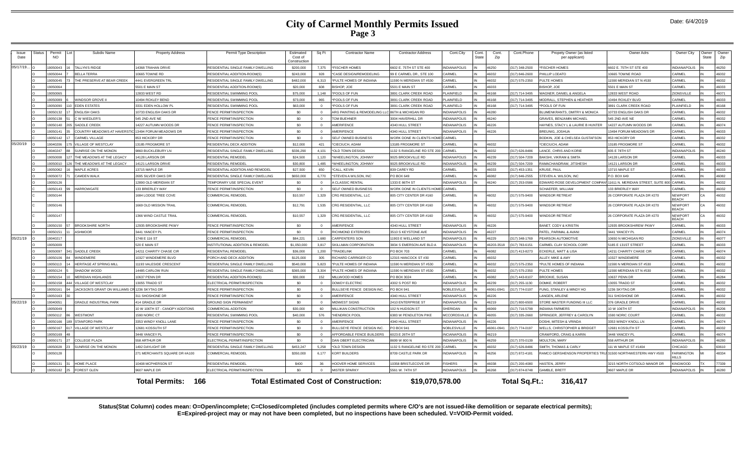# City of Carmel Monthly Permits Issued
## Page 3

Date: 6/4/2019

| Issue Date | Status | Permit NO | Lot | Subdiv Name | Property Address | Permit Type Description | Estimated Cost of Construction | Sq Ft | Contractor Name | Contractor Address | Cont.City | Cont. State | Cont. Zip | Cont.Phone | Propety Owner (as listed per applicant) | Owner Adrs | Owner City | Owner State | Owner Zip |
|---|---|---|---|---|---|---|---|---|---|---|---|---|---|---|---|---|---|---|---|
| 05/17/19... | O | 19050043 | 16 | TALLYN'S RIDGE | 14368 TRAHAN DRIVE | RESIDENTIAL SINGLE FAMILY DWELLING | $200,000 | 7,375 | *FISCHER HOMES | 6602 E. 75TH ST STE 400 | INDIANAPOLIS | IN | 46250 | (317) 348-2500 | *FISCHER HOMES | 6602 E. 75TH ST STE 400 | INDIANAPOLIS | IN | 46250 |
| | O | 19050044 | 7 | BELLA TERRA | 10665 TOWNE RD | RESIDENTIAL ADDITION-ROOM(S) | $243,000 | 928 | *CASE DESIGN/REMODELING | 99 E CARMEL DR., STE 100 | CARMEL | IN | 46032 | (317) 846-2600 | PHILLIP LODATO | 10665 TOWNE ROAD | CARMEL | IN | 46032 |
| | O | 19050045 | 73 | THE PRESERVE AT BEAR CREEK | 4441 EVERGREEN TRL | RESIDENTIAL SINGLE FAMILY DWELLING | $482,000 | 6,313 | *PULTE HOMES OF INDIANA | 11590 N MERIDIAN ST #530 | CARMEL | IN | 46032 | (317) 575-2350 | PULTE HOMES | 11590 MERIDIAN ST N #530 | CARMEL | IN | 46032 |
| | O | 19050064 | | | 5501 E MAIN ST | RESIDENTIAL ADDITION-ROOM(S) | $20,000 | 608 | BISHOP, JOE | 5501 E MAIN ST | CARMEL | IN | 46033 | | BISHOP, JOE | 5501 E MAIN ST | CARMEL | IN | 46033 |
| | O | 19050065 | | | 12833 WEST RD | RESIDENTIAL SWIMMING POOL | $75,000 | 1,148 | *POOLS OF FUN | 3891 CLARK CREEK ROAD | PLAINFIELD | IN | 46168 | (317) 714-3495 | WAGNER, DANIEL & ANGELA | 12833 WEST ROAD | ZIONSVILLE | IN | 46071 |
| | O | 19050089 | 6 | WINDSOR GROVE II | 10494 ROXLEY BEND | RESIDENTIAL SWIMMING POOL | $73,000 | 965 | *POOLS OF FUN | 3891 CLARK CREEK ROAD | PLAINFIELD | IN | 46168 | (317) 714-3495 | MODRALL, STEPHEN & HEATHER | 10494 ROXLEY BLVD | CARMEL | IN | 46033 |
| | O | 19050090 | 110 | EDEN ESTATES | 3331 EDEN HOLLOW PL | RESIDENTIAL SWIMMING POOL | $63,000 | 0 | *POOLS OF FUN | 3891 CLARK CREEK ROAD | PLAINFIELD | IN | 46168 | (317) 714-3495 | *POOLS OF FUN | 3891 CLARK CREEK ROAD | PLAINFIELD | IN | 46168 |
| | O | 19050132 | 17 | ENGLISH OAKS | 10733 ENGLISH OAKS DR | FENCE PERMIT/INSPECTION | $0 | 0 | ARG PAINTING & REMODELING LLC | 86TH & MICHIGAN RD | INDIANAPOLIS | IN | 46280 | | BLUMENKRANTS, DMITRY & MONICA | 10733 ENGLISH OAKS DR | CARMEL | IN | 46032 |
| | O | 19050138 | 51 | C W WIEDLER'S | 545 2ND AVE NE | FENCE PERMIT/INSPECTION | $0 | 0 | TOM BUEHNER | 3004 HAVERHILL DR | INDIANAPOLIS | IN | 46240 | | GRAVES, BENJAMIN MICHAEL | 545 2ND AVE NE | CARMEL | IN | 46032 |
| | O | 19050140 | 205 | SADDLE CREEK | 14227 AUTUMN WOODS DR | FENCE PERMIT/INSPECTION | $0 | 0 | AMERIFENCE | 4340 HULL STREET | INDIANAPOLIS | IN | 46226 | | HAYNES, STACY L & LAURIE B HUNTER | 14227 AUTUMN WOODS DR | CARMEL | IN | 46074 |
| | O | 19050141 | 35 | COUNTRY MEADOWS AT HAVERSTICK | 13494 FORUM MEADOWS DR | FENCE PERMIT/INSPECTION | $0 | 0 | AMERIFENCE | 4340 HULL STREET | INDIANAPOLIS | IN | 46226 | | BREUNIG, JOSHUA | 13494 FORUM MEADOWS DR | CARMEL | IN | 46033 |
| | C | 19050142 | 17 | CARMEL VILLAGE | 853 HICKORY DR | FENCE PERMIT/INSPECTION | $0 | 0 | SELF OWNED BUSINESS | WORK DONE IN CLIENTS HOME | CARMEL | | | | BODKIN, JOE & CHELSEA GUSTAFSON | 853 HICKORY DR | CARMEL | IN | 46032 |
| 05/20/19 | O | 19040206 | 175 | VILLAGE OF WESTCLAY | 13185 FROGMORE ST | RESIDENTIAL DECK ADDITION | $12,000 | 421 | *CIECIUCH, ADAM | 13185 FROGMORE ST | CARMEL | IN | 46032 | | *CIECIUCH, ADAM | 13185 FROGMORE ST | CARMEL | IN | 46032 |
| | O | 19040247 | 88 | SUNRISE ON THE MONON | 9860 BUCKLEBURY LN | RESIDENTIAL SINGLE FAMILY DWELLING | $336,290 | 4,101 | *OLD TOWN DESIGN | 1132 S RANGELINE RD STE 200 | CARMEL | IN | 46032 | (317) 626-8486 | LANCE, CHRIS AND KORIE | 835 E 78TH ST | INDIANAPOLIS | IN | 46240 |
| | O | 19050008 | 127 | THE MEADOWS AT THE LEGACY | 14128 LARSON DR | RESIDENTIAL REMODEL | $24,500 | 1,120 | *WHEELINGTON, JOHNNY | 9025 BROOKVILLE RD | INDIANAPOLIS | IN | 46239 | (317) 504-7209 | BAKSHI, VIKRAM & SMITA | 14128 LARSON DR | CARMEL | IN | 46033 |
| | O | 19050010 | 126 | THE MEADOWS AT THE LEGACY | 14121 LARSON DRIVE | RESIDENTIAL REMODEL | $30,800 | 1,485 | *WHEELINGTON, JOHNNY | 9025 BROOKVILLE RD | INDIANAPOLIS | IN | 46239 | (317) 504-7209 | RAMACHANDRAW, JITSHESH | 14121 LARSON DR | CARMEL | IN | 46033 |
| | O | 19050062 | 16 | MAPLE ACRES | 13715 MAPLE DR | RESIDENTIAL ADDITION AND REMODEL | $27,500 | 650 | *CALL, KEVIN | 839 CAREY RD | CARMEL | IN | 46033 | (317) 453-1351 | KRUSE, PAUL | 13715 MAPLE ST | CARMEL | IN | 46033 |
| | O | 19050072 | 71 | CAMDEN WALK | 2695 SILVER OAKS DR | RESIDENTIAL SINGLE FAMILY DWELLING | $650,000 | 6,770 | *STEVEN A WILSON, INC | PO BOX 649 | CARMEL | IN | 46082 | (317) 846-2555 | STEVEN A. WILSON, INC | P.O. BOX 649 | CARMEL | IN | 46082 |
| | O | 19050126 | | | 12890 OLD MERIDIAN ST | TEMPORARY USE SPECIAL EVENT | $0 | 0 | A CLASSIC RENTAL | 1333 E 86TH ST | INDIANAPOLIS | IN | 46240 | (317) 253-0586 | EDWARD ROSE DEVELOPMENT COMPANY | 11611 N. MERIDIAN STREET, SUITE 800 | CARMEL | IN | 46032 |
| | C | 19050143 | 99 | HARROWGATE | 133 BRIERLEY WAY | FENCE PERMIT/INSPECTION | $0 | 0 | SELF OWNED BUSINESS | WORK DONE IN CLIENTS HOME | CARMEL | | | | SCHAEFER, WILLIAM | 133 BRIERLEY WAY | CARMEL | IN | 46032 |
| | C | 19050144 | | | 1684 LODGE TREE COVE | COMMERCIAL REMODEL | $10,557 | 1,329 | CRG RESIDENTIAL, LLC | 805 CITY CENTER DR #160 | CARMEL | IN | 46032 | (317) 575-9400 | WINDSOR RETREAT | 26 CORPORATE PLAZA DR #270 | NEWPORT BEACH | CA | 46032 |
| | C | 19050146 | | | 1669 OLD MISSION TRAIL | COMMERCIAL REMODEL | $12,791 | 1,535 | CRG RESIDENTIAL, LLC | 805 CITY CENTER DR #160 | CARMEL | IN | 46032 | (317) 575-9400 | WINDSOR RETREAT | 26 CORPORATE PLAZA DR #270 | NEWPORT BEACH | CA | 46032 |
| | C | 19050147 | | | 1366 WIND CASTLE TRAIL | COMMERCIAL REMODEL | $10,557 | 1,329 | CRG RESIDENTIAL, LLC | 805 CITY CENTER DR #160 | CARMEL | IN | 46032 | (317) 575-9400 | WINDSOR RETREAT | 26 CORPORATE PLAZA DR #270 | NEWPORT BEACH | CA | 46032 |
| | O | 19050150 | 57 | BROOKSHIRE NORTH | 12935 BROOKSHIRE PKWY | FENCE PERMIT/INSPECTION | $0 | 0 | AMERIFENCE | 4340 HULL STREET | INDIANAPOLIS | IN | 46226 | | BANET, CODY & KRISTIN | 12935 BROOKSHIREW PKWY | CARMEL | IN | 46033 |
| | O | 19050151 | 11 | ASHMOOR | 3441 YANCEY PL | FENCE PERMIT/INSPECTION | $0 | 0 | RICHMOND EXTERIORS | 3510 S KEYSTONE AVE | INDIANAPOLIS | IN | 46227 | | PATEL, PARIMAL & AVANI | 3441 YANCEY PL | CARMEL | IN | 46074 |
| 05/21/19 | O | 19040217 | | | 1748 E 116 ST | COMMERCIAL REMODEL | $84,221 | 1,680 | CARPENTERS SON | 11903 E WELLAND ST | INDIANAPOLIS | IN | 46229 | (317) 348-1769 | PEARSON AUTOMOTIVE | 10650 N MICHIGAN RD | ZIONSVILLE | IN | 46077 |
| | O | 19050009 | | | 520 E MAIN ST | INSTITUTIONAL ADDITION & REMODEL | $1,050,000 | 3,817 | SKILLMAN CORPORATION | 3834 S EMERSON AVE BLD A | INDIANAPOLIS | IN | 46203-3518 | (317) 783-6151 | CARMEL CLAY SCHOOL CORP. | 5185 E 131ST STREET | CARMEL | IN | 46033 |
| | O | 19050097 | 341 | SADDLE CREEK | 14211 CHARITY CHASE CIR | RESIDENTIAL REMODEL | $36,000 | 1,200 | *TRADELINK | PO BOX 703 | CARMEL | IN | 46082 | (317) 413-8273 | ECKERLE, MATT & LISA | 14211 CHARITY CHASE CIR | CARMEL | IN | 46074 |
| | O | 19050106 | 84 | WINDEMERE | 10327 WINDEMERE BLVD | PORCH AND DECK ADDITION | $125,000 | 305 | RICHARD CARRIGER CO | 12315 HANCOCK ST #30 | CARMEL | IN | 46032 | | ALLEY, MIKE & AMY | 10327 WINDEMERE | CARMEL | IN | 46032 |
| | O | 19050113 | 14 | HERITAGE AT SPRING MILL | 11193 VALESIDE CRESCENT | RESIDENTIAL SINGLE FAMILY DWELLING | $540,000 | 5,823 | *PULTE HOMES OF INDIANA | 11590 N MERIDIAN ST #530 | CARMEL | IN | 46032 | (317) 575-2350 | *PULTE HOMES OF INDIANA | 11590 N MERIDIAN ST #530 | CARMEL | IN | 46032 |
| | O | 19050124 | 5 | SHADOW WOOD | 14485 CARLOW RUN | RESIDENTIAL SINGLE FAMILY DWELLING | $365,000 | 3,304 | *PULTE HOMES OF INDIANA | 11590 N MERIDIAN ST #530 | CARMEL | IN | 46032 | (317) 575-2350 | PULTE HOMES | 11590 MERIDIAN ST N #530 | CARMEL | IN | 46032 |
| | O | 19050154 | 10 | MERIDIAN HIGHLANDS | 10637 PENN DR | RESIDENTIAL ADDITION-ROOM(S) | $30,000 | 152 | MILLWOOD HOMES | PO BOX 3024 | CARMEL | IN | 46082 | (317) 443-8107 | BROOKIE, SUSAN | 10637 PENN DR | CARMEL | IN | 46284 |
| | O | 19050158 | 444 | VILLAGE OF WESTCLAY | 13055 TRADD ST | ELECTRICAL PERMIT/INSPECTION | $0 | 0 | DOWDY ELECTRIC | 4302 S POST RD | INDIANAPOLIS | IN | 46239 | (317) 255-1130 | DOMKE, ROBERT | 13055 TRADD ST | CARMEL | IN | 46032 |
| | O | 19050161 | 94 | JACKSON'S GRANT ON WILLIAMS CREEK | 1236 SKYTAG DR | FENCE PERMIT/INSPECTION | $0 | 0 | BULLSEYE FENCE DESIGN INC. | PO BOX 941 | NOBLESVILLE | IN | 46061-0941 | (317) 774-0197 | FUNG, STANLEY & MINDY HO | 1236 SKYTAG DR | CARMEL | IN | 46032 |
| | O | 19050163 | 30 | | 311 SHOSHONE DR | FENCE PERMIT/INSPECTION | $0 | 0 | AMERIFENCE | 4340 HULL STREET | INDIANAPOLIS | IN | 46226 | | LANGEN, ARLENE | 311 SHOSHONE DR | CARMEL | IN | 46032 |
| 05/22/19 | O | 19040051 | | GRADLE INDUSTRIAL PARK | 414 GRADLE DR | GROUND SIGN PERMANENT | $0 | 0 | MIDWEST SIGNS | 2410 ENTERPRISE ST | INDIANAPOLIS | IN | 46219 | (317) 800-6500 | STORE MASTER FUNDING III LLC | 376 GRADLE DRIVE | CARMEL | IN | 46032 |
| | O | 19050049 | | | 10 W 106TH ST - CANOPY ADDITONS | COMMERCIAL ADDITION | $30,000 | 60 | MILLIKAN CONSTRUCTION | 102 N HUDSON ST | SHERIDAN | IN | 46069 | (317) 716-5799 | INDIANA FARMERS | 10 W 106TH ST | INDIANAPOLIS | IN | 46206 |
| | O | 19050112 | 86 | WESTMONT | 1590 NORIC CT | RESIDENTIAL SWIMMING POOL | $40,000 | 576 | *HENDRICK POOL | 6383 W PENDLETON PIKE | MCCORDSVILLE | IN | 46055 | (317) 335-2660 | SPRINGER, JEFFREY & CAROLYN | 1590 NORIC COURT | CARMEL | IN | 46032 |
| | O | 19050166 | 189 | STANFORD PARK | 3353 WINDY KNOLL LANE | FENCE PERMIT/INSPECTION | $0 | 0 | AMERIFENCE | 4340 HULL STREET | INDIANAPOLIS | IN | 46226 | | DOSHI, MITESH & VRINDA | 3353 WINDY KNOLL LN | CARMEL | IN | 46074 |
| | O | 19050167 | 617 | VILLAGE OF WESTCLAY | 12681 KOSSUTH ST | FENCE PERMIT/INSPECTION | $0 | 0 | BULLSEYE FENCE DESIGN INC. | PO BOX 941 | NOBLESVILLE | IN | 46061-0941 | (317) 774-0197 | WELLS, CHRISTOPHER & BRIDGET | 12681 KOSSUTH ST | CARMEL | IN | 46032 |
| | O | 19050169 | 48 | | 3448 YANCEY PL | FENCE PERMIT/INSPECTION | $0 | 0 | AFFORDABLE FENCE BUILDERS | 6023 E 26TH ST | INCIANAPOLIS | IN | 46219 | | CRAWFORD, CRAIG & KARIN | 3448 YANCEY PL | CARMEL | IN | 46074 |
| | O | 19050171 | 27 | COLLEGE PLAZA | 558 ARTHUR DR | ELECTRICAL PERMIT/INSPECTION | $0 | 0 | DAN OBERT ELECTRICIAN | 8699 W 800 N | INDIANAPOLIS | IN | 46259 | (317) 370-0139 | MOULTON, MARY | 558 ARTHUR DR | INDIANAPOLIS | IN | 46280 |
| 05/23/19 | O | 19050028 | 23 | SUNRISE ON THE MONON | 1492 DAYLIGHT DR | RESIDENTIAL SINGLE FAMILY DWELLING | $453,247 | 5,258 | *OLD TOWN DESIGN | 1132 S RANGELINE RD STE 200 | CARMEL | IN | 46032 | (317) 626-8486 | SMITH, THOMAS & CARLY | 111 W MAPLE ST #1404 | CHICAGO | IL | 60610 |
| | O | 19050128 | | | 271 MERCHANTS SQUARE DR #A100 | COMMERCIAL REMODEL | $350,000 | 6,177 | KORT BUILDERS | 8709 CASTLE PARK DR | INDIANAPOLIS | IN | 46256 | (317) 872-4181 | RAMCO GERSHENSON PROPERTIES TRUST | 31500 NORTHWESTERN HWY #500 | FARMINGTON HILLS | MI | 48334 |
| | O | 19050131 | 31 | HOME PLACE | 10408 MCPHERSON ST | RESIDENTIAL REMODEL | $400 | 36 | HOOVER HOME SERVICES | 10358 BRISTLECOVE DR | FISHERS | IN | 46038 | (317) 200-4080 | HASTEN, JERRY | 3215 NORTH COTSOLD MANOR DR | KINGWOOD | TX | 77339 |
| | O | 19050182 | 25 | FOREST GLEN | 9607 MAPLE DR | ELECTRICAL PERMIT/INSPECTION | $0 | 0 | MISTER SPARKY | 5561 W. 74TH ST | INDIANAPOLIS | IN | 46268 | (317) 874-8748 | GAMBLE, BRETT | 9607 MAPLE DR | INDIANAPOLIS | IN | 46280 |

**Total Permits: 166** **Total Estimated Cost of Construction: $19,070,578.00** **Total Sq.Ft.: 316,417**

**Status(Stat Column) codes mean: O=Open/incomplete; C=Closed/completed (includes completed permits where C/O's are not issued-like demolition or separate electrical permits); E=Expired-project may or may not have been completed, but no inspections have been scheduled. V=VOID-Permit voided.**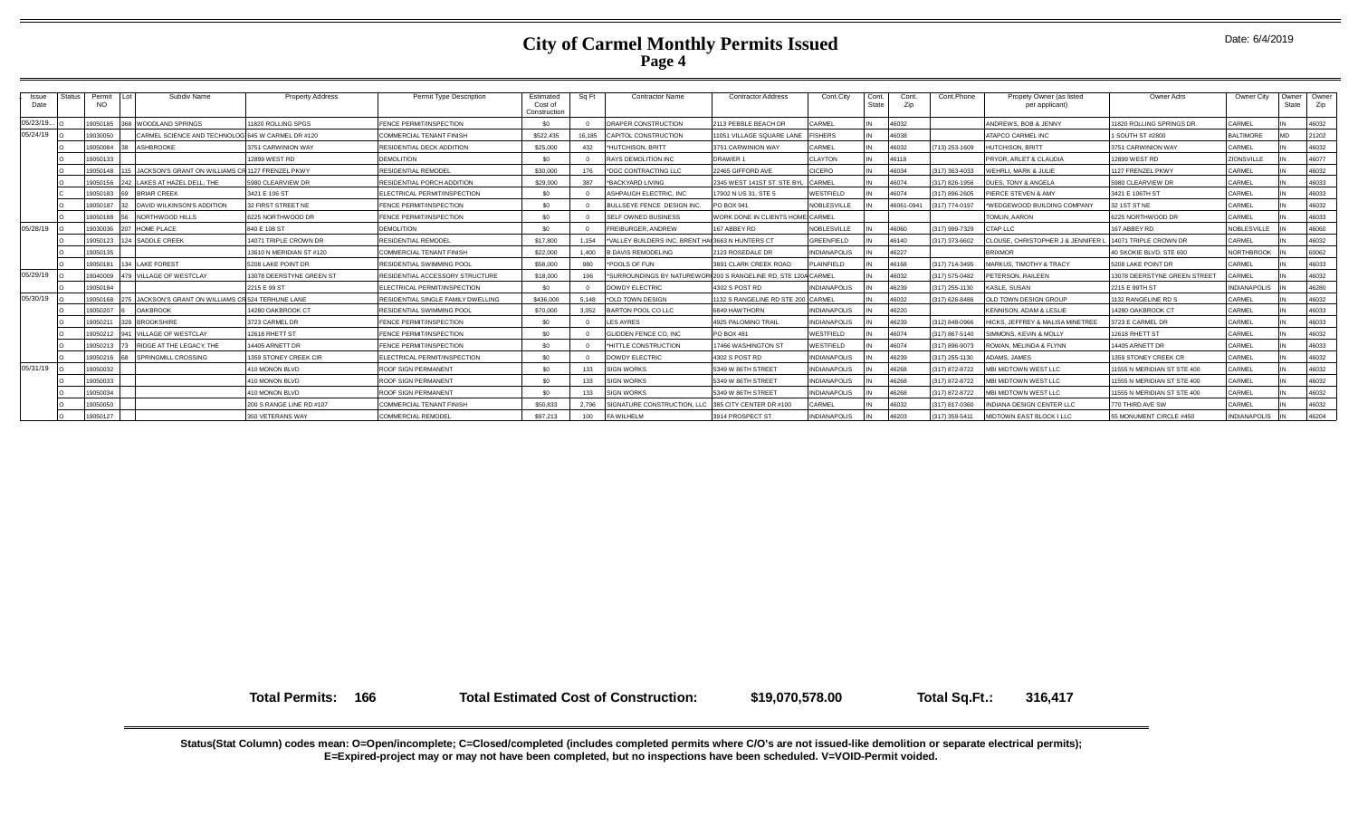# City of Carmel Monthly Permits Issued

## Page 4

Date: 6/4/2019

| Issue Date | Status | Permit NO | Lot | Subdiv Name | Property Address | Permit Type Description | Estimated Cost of Construction | Sq Ft | Contractor Name | Contractor Address | Cont.City | Cont. State | Cont. Zip | Cont.Phone | Propety Owner (as listed per applicant) | Owner Adrs | Owner City | Owner State | Owner Zip |
|---|---|---|---|---|---|---|---|---|---|---|---|---|---|---|---|---|---|---|---|
| 05/23/19... | O | 19050185 | 368 | WOODLAND SPRINGS | 11820 ROLLING SPGS | FENCE PERMIT/INSPECTION | $0 | 0 | DRAPER CONSTRUCTION | 2113 PEBBLE BEACH DR | CARMEL | IN | 46032 | | ANDREWS, BOB & JENNY | 11820 ROLLING SPRINGS DR. | CARMEL | IN | 46032 |
| 05/24/19 | O | 19030050 | | CARMEL SCIENCE AND TECHNOLOG | 645 W CARMEL DR #120 | COMMERCIAL TENANT FINISH | $522,435 | 16,185 | CAPITOL CONSTRUCTION | 11051 VILLAGE SQUARE LANE | FISHERS | IN | 46038 | | ATAPCO CARMEL INC | 1 SOUTH ST #2800 | BALTIMORE | MD | 21202 |
| | O | 19050084 | 38 | ASHBROOKE | 3751 CARWINION WAY | RESIDENTIAL DECK ADDITION | $25,000 | 432 | *HUTCHISON, BRITT | 3751 CARWINION WAY | CARMEL | IN | 46032 | (713) 253-1609 | HUTCHISON, BRITT | 3751 CARWINION WAY | CARMEL | IN | 46032 |
| | O | 19050133 | | | 12899 WEST RD | DEMOLITION | $0 | 0 | RAYS DEMOLITION INC | DRAWER 1 | CLAYTON | IN | 46118 | | PRYOR, ARLET & CLAUDIA | 12899 WEST RD | ZIONSVILLE | IN | 46077 |
| | O | 19050148 | 115 | JACKSON'S GRANT ON WILLIAMS CR | 1127 FRENZEL PKWY | RESIDENTIAL REMODEL | $30,000 | 176 | *DGC CONTRACTING LLC | 22465 GIFFORD AVE | CICERO | IN | 46034 | (317) 363-4033 | WEHRLI, MARK & JULIE | 1127 FRENZEL PKWY | CARMEL | IN | 46032 |
| | O | 19050156 | 242 | LAKES AT HAZEL DELL, THE | 5980 CLEARVIEW DR | RESIDENTIAL PORCH ADDITION | $29,000 | 387 | *BACKYARD LIVING | 2345 WEST 141ST ST. STE BYL | CARMEL | IN | 46074 | (317) 826-1956 | DUES, TONY & ANGELA | 5980 CLEARVIEW DR | CARMEL | IN | 46033 |
| | C | 19050183 | 69 | BRIAR CREEK | 3421 E 106 ST | ELECTRICAL PERMIT/INSPECTION | $0 | 0 | ASHPAUGH ELECTRIC, INC | 17902 N US 31, STE 5 | WESTFIELD | IN | 46074 | (317) 896-2605 | PIERCE STEVEN & AMY | 3421 E 106TH ST | CARMEL | IN | 46033 |
| | O | 19050187 | 32 | DAVID WILKINSON'S ADDITION | 32 FIRST STREET NE | FENCE PERMIT/INSPECTION | $0 | 0 | BULLSEYE FENCE DESIGN INC. | PO BOX 941 | NOBLESVILLE | IN | 46061-0941 | (317) 774-0197 | *WEDGEWOOD BUILDING COMPANY | 32 1ST ST NE | CARMEL | IN | 46032 |
| | O | 19050188 | 56 | NORTHWOOD HILLS | 6225 NORTHWOOD DR | FENCE PERMIT/INSPECTION | $0 | 0 | SELF OWNED BUSINESS | WORK DONE IN CLIENTS HOME | CARMEL | | | | TOMLIN, AARON | 6225 NORTHWOOD DR | CARMEL | IN | 46033 |
| 05/28/19 | O | 19030036 | 207 | HOME PLACE | 840 E 108 ST | DEMOLITION | $0 | 0 | FREIBURGER, ANDREW | 167 ABBEY RD | NOBLESVILLE | IN | 46060 | (317) 999-7329 | CTAP LLC | 167 ABBEY RD | NOBLESVILLE | IN | 46060 |
| | O | 19050123 | 124 | SADDLE CREEK | 14071 TRIPLE CROWN DR | RESIDENTIAL REMODEL | $17,800 | 1,154 | *VALLEY BUILDERS INC, BRENT HA | 3663 N HUNTERS CT | GREENFIELD | IN | 46140 | (317) 373-6602 | CLOUSE, CHRISTOPHER J & JENNIFER L | 14071 TRIPLE CROWN DR | CARMEL | IN | 46032 |
| | O | 19050135 | | | 13610 N MERIDIAN ST #120 | COMMERCIAL TENANT FINISH | $22,000 | 1,400 | B DAVIS REMODELING | 2123 ROSEDALE DR | INDIANAPOLIS | IN | 46227 | | BRIXMOR | 40 SKOKIE BLVD, STE 600 | NORTHBROOK | IN | 60062 |
| | O | 19050181 | 134 | LAKE FOREST | 5208 LAKE POINT DR | RESIDENTIAL SWIMMING POOL | $58,000 | 980 | *POOLS OF FUN | 3891 CLARK CREEK ROAD | PLAINFIELD | IN | 46168 | (317) 714-3495 | MARKUS, TIMOTHY & TRACY | 5208 LAKE POINT DR | CARMEL | IN | 46033 |
| 05/29/19 | O | 19040009 | 479 | VILLAGE OF WESTCLAY | 13078 DEERSTYNE GREEN ST | RESIDENTIAL ACCESSORY STRUCTURE | $18,000 | 196 | *SURROUNDINGS BY NATUREWOR | 200 S RANGELINE RD, STE 120A | CARMEL | IN | 46032 | (317) 575-0482 | PETERSON, RAILEEN | 13078 DEERSTYNE GREEN STREET | CARMEL | IN | 46032 |
| | O | 19050184 | | | 2215 E 99 ST | ELECTRICAL PERMIT/INSPECTION | $0 | 0 | DOWDY ELECTRIC | 4302 S POST RD | INDIANAPOLIS | IN | 46239 | (317) 255-1130 | KASLE, SUSAN | 2215 E 99TH ST | INDIANAPOLIS | IN | 46280 |
| 05/30/19 | O | 19050168 | 275 | JACKSON'S GRANT ON WILLIAMS CR | 524 TERHUNE LANE | RESIDENTIAL SINGLE FAMILY DWELLING | $436,000 | 5,148 | *OLD TOWN DESIGN | 1132 S RANGELINE RD STE 200 | CARMEL | IN | 46032 | (317) 626-8486 | OLD TOWN DESIGN GROUP | 1132 RANGELINE RD S | CARMEL | IN | 46032 |
| | O | 19050207 | 6 | OAKBROOK | 14280 OAKBROOK CT | RESIDENTIAL SWIMMING POOL | $70,000 | 3,052 | BARTON POOL CO LLC | 6849 HAWTHORN | INDIANAPOLIS | IN | 46220 | | KENNISON, ADAM & LESLIE | 14280 OAKBROOK CT | CARMEL | IN | 46033 |
| | O | 19050211 | 328 | BROOKSHIRE | 3723 CARMEL DR | FENCE PERMIT/INSPECTION | $0 | 0 | LES AYRES | 4925 PALOMINO TRAIL | INDIANAPOLIS | IN | 46239 | (312) 848-0966 | HICKS, JEFFREY & MALISA MINETREE | 3723 E CARMEL DR | CARMEL | IN | 46033 |
| | O | 19050212 | 941 | VILLAGE OF WESTCLAY | 12618 RHETT ST | FENCE PERMIT/INSPECTION | $0 | 0 | GLIDDEN FENCE CO, INC | PO BOX 481 | WESTFIELD | IN | 46074 | (317) 867-5140 | SIMMONS, KEVIN & MOLLY | 12618 RHETT ST | CARMEL | IN | 46032 |
| | O | 19050213 | 73 | RIDGE AT THE LEGACY, THE | 14405 ARNETT DR | FENCE PERMIT/INSPECTION | $0 | 0 | *HITTLE CONSTRUCTION | 17466 WASHINGTON ST | WESTFIELD | IN | 46074 | (317) 896-9073 | ROWAN, MELINDA & FLYNN | 14405 ARNETT DR | CARMEL | IN | 46033 |
| | O | 19050216 | 68 | SPRINGMILL CROSSING | 1359 STONEY CREEK CIR | ELECTRICAL PERMIT/INSPECTION | $0 | 0 | DOWDY ELECTRIC | 4302 S POST RD | INDIANAPOLIS | IN | 46239 | (317) 255-1130 | ADAMS, JAMES | 1359 STONEY CREEK CR | CARMEL | IN | 46032 |
| 05/31/19 | O | 19050032 | | | 410 MONON BLVD | ROOF SIGN PERMANENT | $0 | 133 | SIGN WORKS | 5349 W 86TH STREET | INDIANAPOLIS | IN | 46268 | (317) 872-8722 | MBI MIDTOWN WEST LLC | 11555 N MERIDIAN ST STE 400 | CARMEL | IN | 46032 |
| | O | 19050033 | | | 410 MONON BLVD | ROOF SIGN PERMANENT | $0 | 133 | SIGN WORKS | 5349 W 86TH STREET | INDIANAPOLIS | IN | 46268 | (317) 872-8722 | MBI MIDTOWN WEST LLC | 11555 N MERIDIAN ST STE 400 | CARMEL | IN | 46032 |
| | O | 19050034 | | | 410 MONON BLVD | ROOF SIGN PERMANENT | $0 | 133 | SIGN WORKS | 5349 W 86TH STREET | INDIANAPOLIS | IN | 46268 | (317) 872-8722 | MBI MIDTOWN WEST LLC | 11555 N MERIDIAN ST STE 400 | CARMEL | IN | 46032 |
| | O | 19050050 | | | 200 S RANGE LINE RD #107 | COMMERCIAL TENANT FINISH | $50,833 | 2,796 | SIGNATURE CONSTRUCTION, LLC | 385 CITY CENTER DR #100 | CARMEL | IN | 46032 | (317) 817-0360 | INDIANA DESIGN CENTER LLC | 770 THIRD AVE SW | CARMEL | IN | 46032 |
| | O | 19050127 | | | 350 VETERANS WAY | COMMERCIAL REMODEL | $97,213 | 100 | FA WILHELM | 3914 PROSPECT ST | INDIANAPOLIS | IN | 46203 | (317) 359-5411 | MIDTOWN EAST BLOCK I LLC | 55 MONUMENT CIRCLE #450 | INDIANAPOLIS | IN | 46204 |

**Total Permits: 166** **Total Estimated Cost of Construction: $19,070,578.00** **Total Sq.Ft.: 316,417**

**Status(Stat Column) codes mean: O=Open/incomplete; C=Closed/completed (includes completed permits where C/O's are not issued-like demolition or separate electrical permits); E=Expired-project may or may not have been completed, but no inspections have been scheduled. V=VOID-Permit voided.**